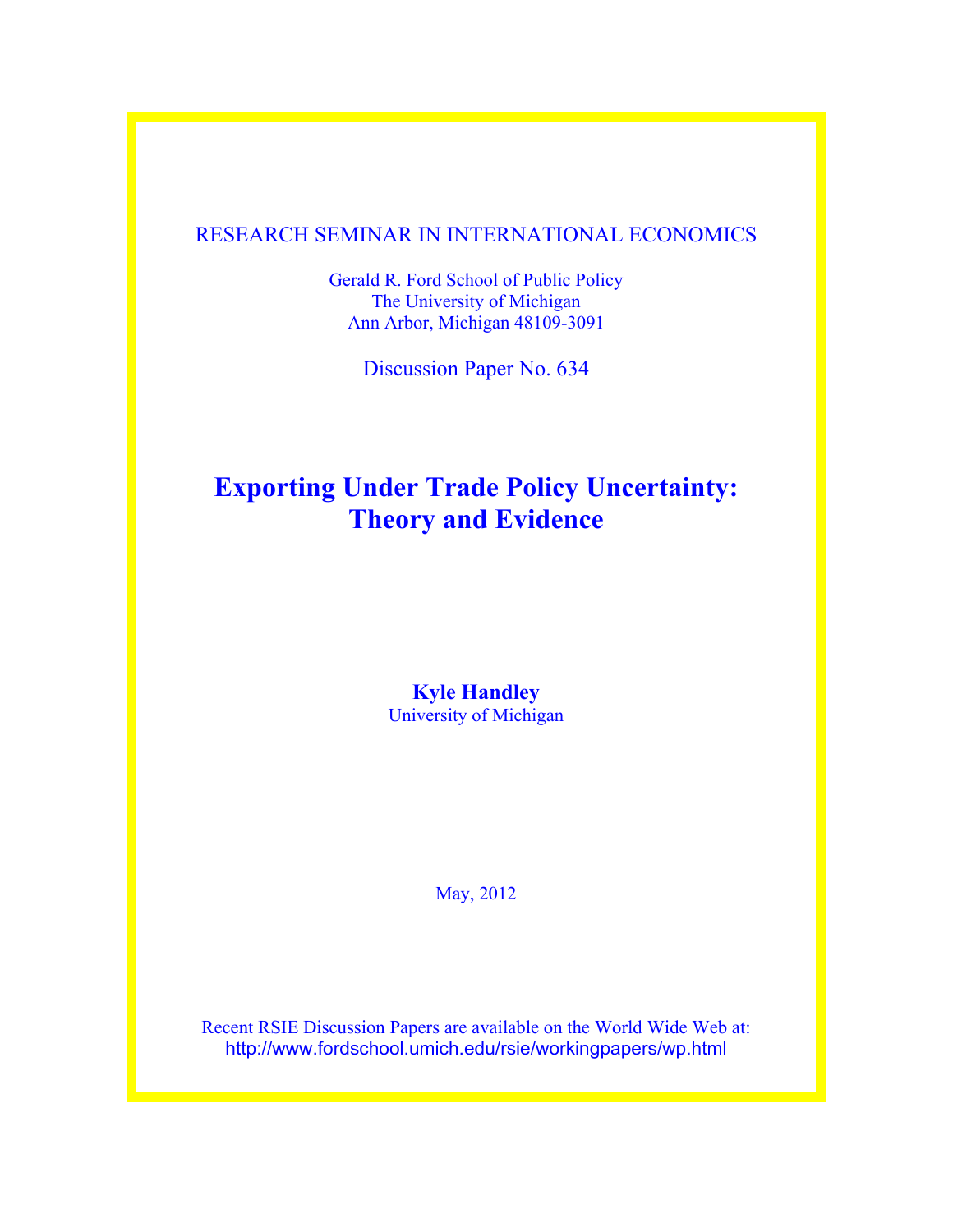RESEARCH SEMINAR IN INTERNATIONAL ECONOMICS

Gerald R. Ford School of Public Policy
The University of Michigan
Ann Arbor, Michigan 48109-3091

Discussion Paper No. 634

# Exporting Under Trade Policy Uncertainty: Theory and Evidence

**Kyle Handley**
University of Michigan

May, 2012

Recent RSIE Discussion Papers are available on the World Wide Web at:
http://www.fordschool.umich.edu/rsie/workingpapers/wp.html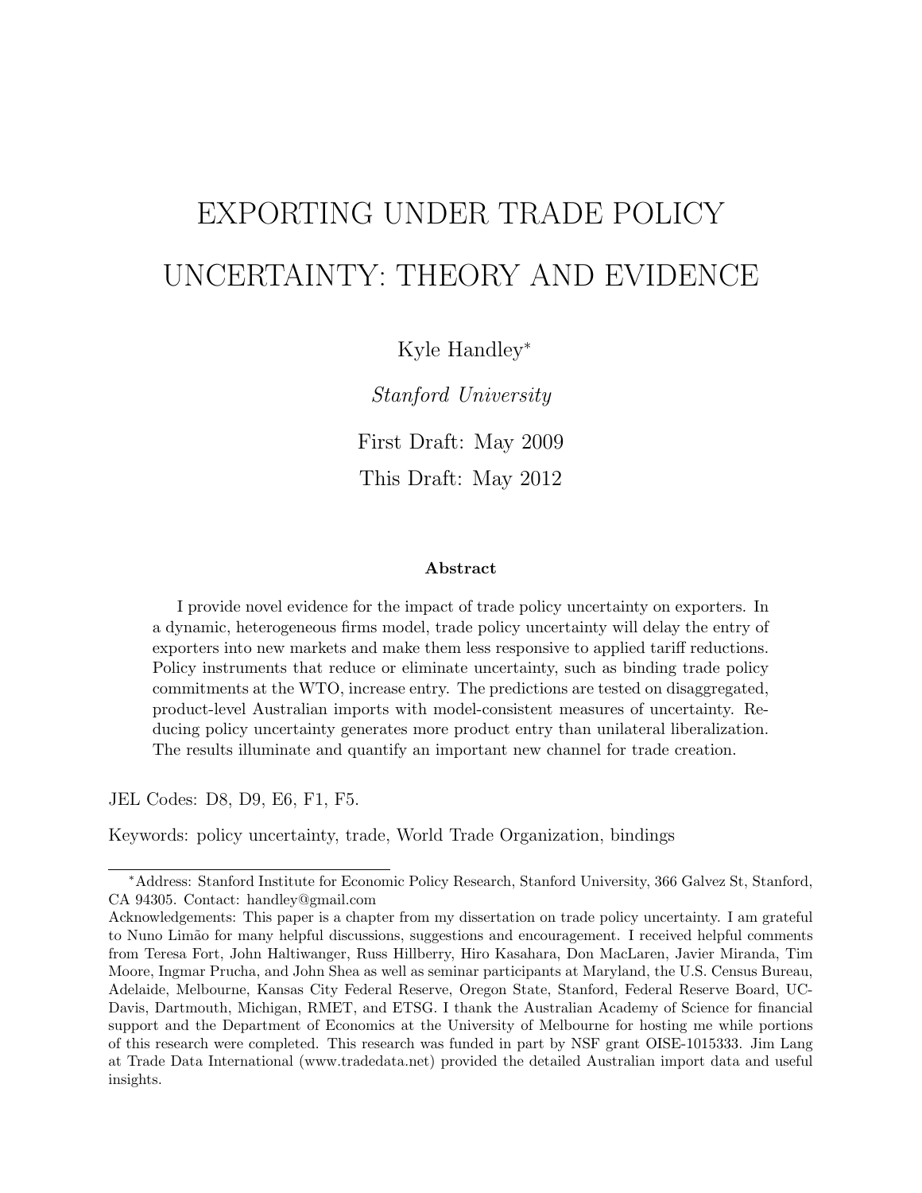# EXPORTING UNDER TRADE POLICY UNCERTAINTY: THEORY AND EVIDENCE

Kyle Handley*

*Stanford University*

First Draft: May 2009

This Draft: May 2012

**Abstract**

I provide novel evidence for the impact of trade policy uncertainty on exporters. In a dynamic, heterogeneous firms model, trade policy uncertainty will delay the entry of exporters into new markets and make them less responsive to applied tariff reductions. Policy instruments that reduce or eliminate uncertainty, such as binding trade policy commitments at the WTO, increase entry. The predictions are tested on disaggregated, product-level Australian imports with model-consistent measures of uncertainty. Reducing policy uncertainty generates more product entry than unilateral liberalization. The results illuminate and quantify an important new channel for trade creation.

JEL Codes: D8, D9, E6, F1, F5.

Keywords: policy uncertainty, trade, World Trade Organization, bindings

---

*Address: Stanford Institute for Economic Policy Research, Stanford University, 366 Galvez St, Stanford, CA 94305. Contact: handley@gmail.com

Acknowledgements: This paper is a chapter from my dissertation on trade policy uncertainty. I am grateful to Nuno Limão for many helpful discussions, suggestions and encouragement. I received helpful comments from Teresa Fort, John Haltiwanger, Russ Hillberry, Hiro Kasahara, Don MacLaren, Javier Miranda, Tim Moore, Ingmar Prucha, and John Shea as well as seminar participants at Maryland, the U.S. Census Bureau, Adelaide, Melbourne, Kansas City Federal Reserve, Oregon State, Stanford, Federal Reserve Board, UC-Davis, Dartmouth, Michigan, RMET, and ETSG. I thank the Australian Academy of Science for financial support and the Department of Economics at the University of Melbourne for hosting me while portions of this research were completed. This research was funded in part by NSF grant OISE-1015333. Jim Lang at Trade Data International (www.tradedata.net) provided the detailed Australian import data and useful insights.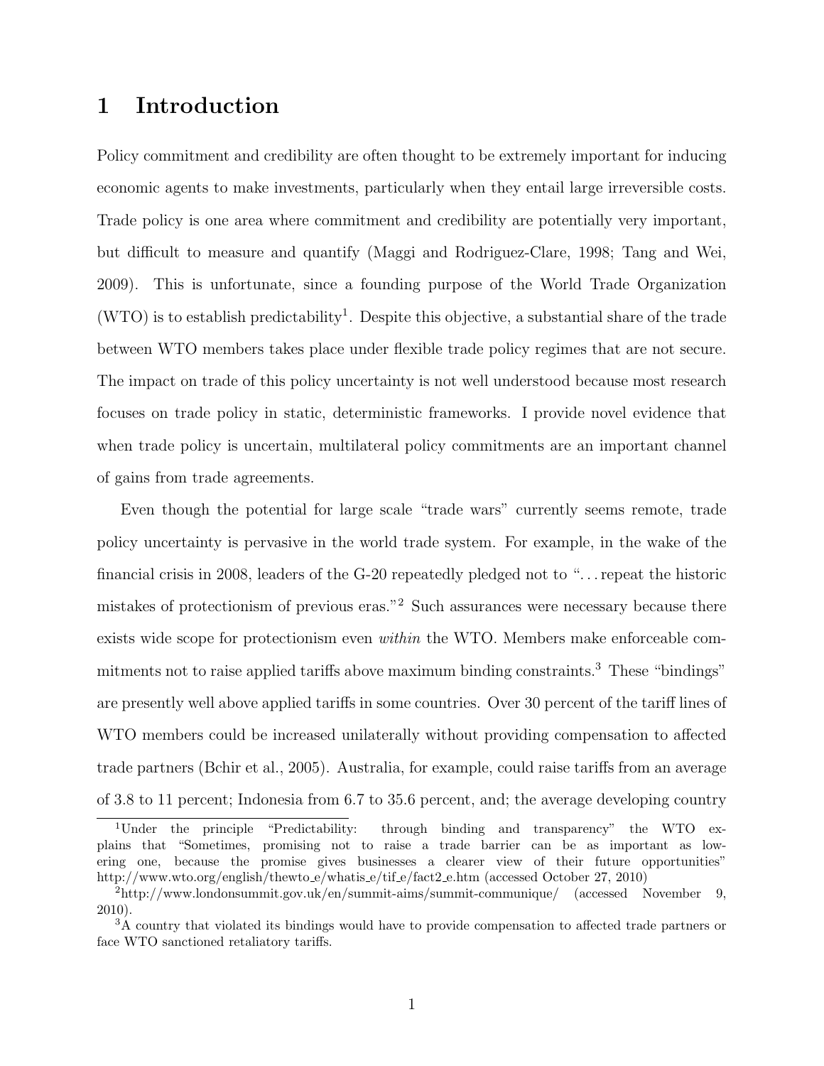# 1 Introduction

Policy commitment and credibility are often thought to be extremely important for inducing economic agents to make investments, particularly when they entail large irreversible costs. Trade policy is one area where commitment and credibility are potentially very important, but difficult to measure and quantify (Maggi and Rodriguez-Clare, 1998; Tang and Wei, 2009). This is unfortunate, since a founding purpose of the World Trade Organization (WTO) is to establish predictability[1]. Despite this objective, a substantial share of the trade between WTO members takes place under flexible trade policy regimes that are not secure. The impact on trade of this policy uncertainty is not well understood because most research focuses on trade policy in static, deterministic frameworks. I provide novel evidence that when trade policy is uncertain, multilateral policy commitments are an important channel of gains from trade agreements.

Even though the potential for large scale "trade wars" currently seems remote, trade policy uncertainty is pervasive in the world trade system. For example, in the wake of the financial crisis in 2008, leaders of the G-20 repeatedly pledged not to "...repeat the historic mistakes of protectionism of previous eras."[2] Such assurances were necessary because there exists wide scope for protectionism even *within* the WTO. Members make enforceable commitments not to raise applied tariffs above maximum binding constraints.[3] These "bindings" are presently well above applied tariffs in some countries. Over 30 percent of the tariff lines of WTO members could be increased unilaterally without providing compensation to affected trade partners (Bchir et al., 2005). Australia, for example, could raise tariffs from an average of 3.8 to 11 percent; Indonesia from 6.7 to 35.6 percent, and; the average developing country

[1] Under the principle "Predictability: through binding and transparency" the WTO explains that "Sometimes, promising not to raise a trade barrier can be as important as lowering one, because the promise gives businesses a clearer view of their future opportunities" http://www.wto.org/english/thewto_e/whatis_e/tif_e/fact2_e.htm (accessed October 27, 2010)

[2] http://www.londonsummit.gov.uk/en/summit-aims/summit-communique/ (accessed November 9, 2010).

[3] A country that violated its bindings would have to provide compensation to affected trade partners or face WTO sanctioned retaliatory tariffs.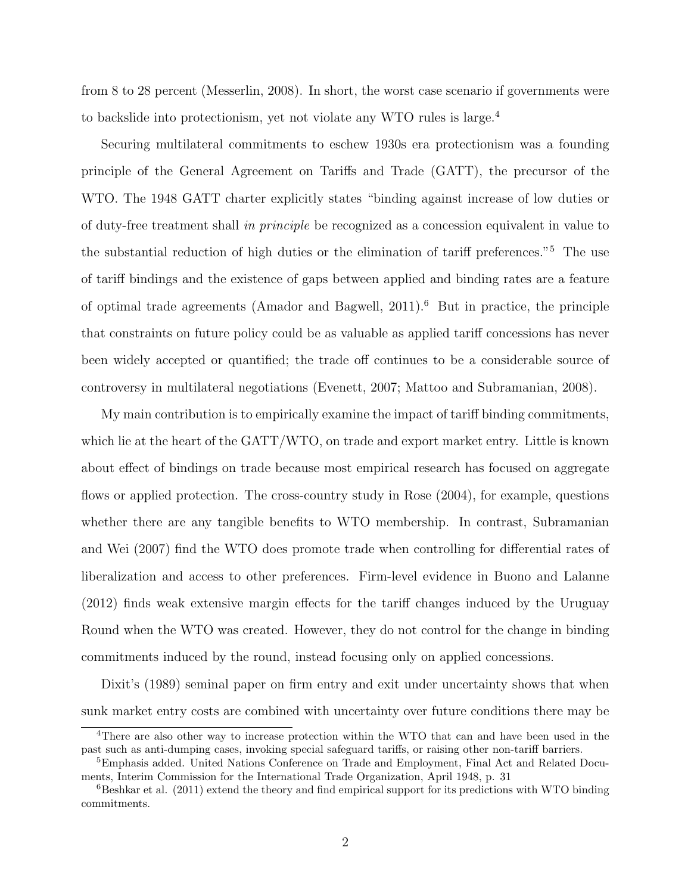from 8 to 28 percent (Messerlin, 2008). In short, the worst case scenario if governments were to backslide into protectionism, yet not violate any WTO rules is large.[4]

Securing multilateral commitments to eschew 1930s era protectionism was a founding principle of the General Agreement on Tariffs and Trade (GATT), the precursor of the WTO. The 1948 GATT charter explicitly states "binding against increase of low duties or of duty-free treatment shall *in principle* be recognized as a concession equivalent in value to the substantial reduction of high duties or the elimination of tariff preferences."[5] The use of tariff bindings and the existence of gaps between applied and binding rates are a feature of optimal trade agreements (Amador and Bagwell, 2011).[6] But in practice, the principle that constraints on future policy could be as valuable as applied tariff concessions has never been widely accepted or quantified; the trade off continues to be a considerable source of controversy in multilateral negotiations (Evenett, 2007; Mattoo and Subramanian, 2008).

My main contribution is to empirically examine the impact of tariff binding commitments, which lie at the heart of the GATT/WTO, on trade and export market entry. Little is known about effect of bindings on trade because most empirical research has focused on aggregate flows or applied protection. The cross-country study in Rose (2004), for example, questions whether there are any tangible benefits to WTO membership. In contrast, Subramanian and Wei (2007) find the WTO does promote trade when controlling for differential rates of liberalization and access to other preferences. Firm-level evidence in Buono and Lalanne (2012) finds weak extensive margin effects for the tariff changes induced by the Uruguay Round when the WTO was created. However, they do not control for the change in binding commitments induced by the round, instead focusing only on applied concessions.

Dixit's (1989) seminal paper on firm entry and exit under uncertainty shows that when sunk market entry costs are combined with uncertainty over future conditions there may be

[4]There are also other way to increase protection within the WTO that can and have been used in the past such as anti-dumping cases, invoking special safeguard tariffs, or raising other non-tariff barriers.

[5]Emphasis added. United Nations Conference on Trade and Employment, Final Act and Related Documents, Interim Commission for the International Trade Organization, April 1948, p. 31

[6]Beshkar et al. (2011) extend the theory and find empirical support for its predictions with WTO binding commitments.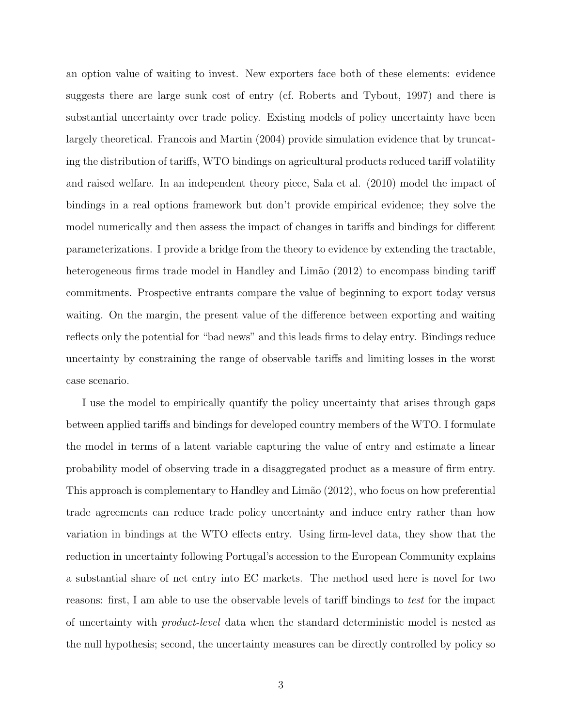an option value of waiting to invest. New exporters face both of these elements: evidence suggests there are large sunk cost of entry (cf. Roberts and Tybout, 1997) and there is substantial uncertainty over trade policy. Existing models of policy uncertainty have been largely theoretical. Francois and Martin (2004) provide simulation evidence that by truncating the distribution of tariffs, WTO bindings on agricultural products reduced tariff volatility and raised welfare. In an independent theory piece, Sala et al. (2010) model the impact of bindings in a real options framework but don't provide empirical evidence; they solve the model numerically and then assess the impact of changes in tariffs and bindings for different parameterizations. I provide a bridge from the theory to evidence by extending the tractable, heterogeneous firms trade model in Handley and Limão (2012) to encompass binding tariff commitments. Prospective entrants compare the value of beginning to export today versus waiting. On the margin, the present value of the difference between exporting and waiting reflects only the potential for "bad news" and this leads firms to delay entry. Bindings reduce uncertainty by constraining the range of observable tariffs and limiting losses in the worst case scenario.

I use the model to empirically quantify the policy uncertainty that arises through gaps between applied tariffs and bindings for developed country members of the WTO. I formulate the model in terms of a latent variable capturing the value of entry and estimate a linear probability model of observing trade in a disaggregated product as a measure of firm entry. This approach is complementary to Handley and Limão (2012), who focus on how preferential trade agreements can reduce trade policy uncertainty and induce entry rather than how variation in bindings at the WTO effects entry. Using firm-level data, they show that the reduction in uncertainty following Portugal's accession to the European Community explains a substantial share of net entry into EC markets. The method used here is novel for two reasons: first, I am able to use the observable levels of tariff bindings to *test* for the impact of uncertainty with *product-level* data when the standard deterministic model is nested as the null hypothesis; second, the uncertainty measures can be directly controlled by policy so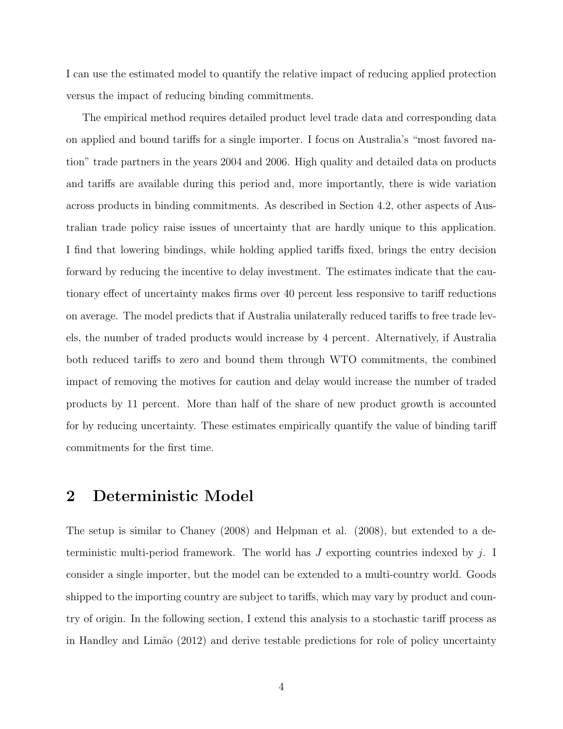I can use the estimated model to quantify the relative impact of reducing applied protection versus the impact of reducing binding commitments.

The empirical method requires detailed product level trade data and corresponding data on applied and bound tariffs for a single importer. I focus on Australia's "most favored nation" trade partners in the years 2004 and 2006. High quality and detailed data on products and tariffs are available during this period and, more importantly, there is wide variation across products in binding commitments. As described in Section 4.2, other aspects of Australian trade policy raise issues of uncertainty that are hardly unique to this application. I find that lowering bindings, while holding applied tariffs fixed, brings the entry decision forward by reducing the incentive to delay investment. The estimates indicate that the cautionary effect of uncertainty makes firms over 40 percent less responsive to tariff reductions on average. The model predicts that if Australia unilaterally reduced tariffs to free trade levels, the number of traded products would increase by 4 percent. Alternatively, if Australia both reduced tariffs to zero and bound them through WTO commitments, the combined impact of removing the motives for caution and delay would increase the number of traded products by 11 percent. More than half of the share of new product growth is accounted for by reducing uncertainty. These estimates empirically quantify the value of binding tariff commitments for the first time.

## 2 Deterministic Model

The setup is similar to Chaney (2008) and Helpman et al. (2008), but extended to a deterministic multi-period framework. The world has $J$ exporting countries indexed by $j$. I consider a single importer, but the model can be extended to a multi-country world. Goods shipped to the importing country are subject to tariffs, which may vary by product and country of origin. In the following section, I extend this analysis to a stochastic tariff process as in Handley and Limão (2012) and derive testable predictions for role of policy uncertainty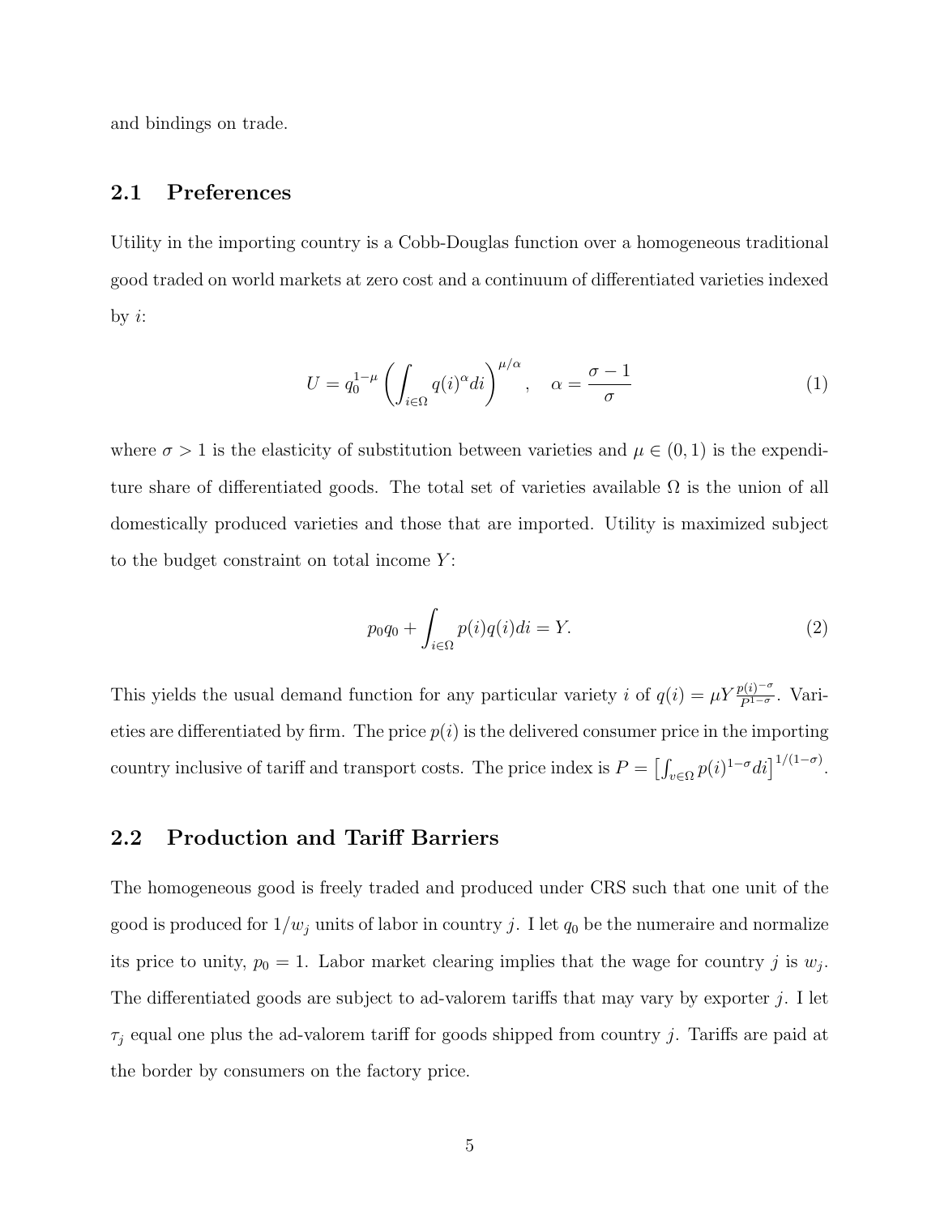and bindings on trade.

## 2.1 Preferences

Utility in the importing country is a Cobb-Douglas function over a homogeneous traditional good traded on world markets at zero cost and a continuum of differentiated varieties indexed by $i$:

$$U = q_0^{1-\mu} \left( \int_{i\in\Omega} q(i)^{\alpha} di \right)^{\mu/\alpha}, \quad \alpha = \frac{\sigma - 1}{\sigma} \tag{1}$$

where $\sigma > 1$ is the elasticity of substitution between varieties and $\mu \in (0, 1)$ is the expenditure share of differentiated goods. The total set of varieties available $\Omega$ is the union of all domestically produced varieties and those that are imported. Utility is maximized subject to the budget constraint on total income $Y$:

$$p_0 q_0 + \int_{i\in\Omega} p(i)q(i)di = Y. \tag{2}$$

This yields the usual demand function for any particular variety $i$ of $q(i) = \mu Y \frac{p(i)^{-\sigma}}{P^{1-\sigma}}$. Varieties are differentiated by firm. The price $p(i)$ is the delivered consumer price in the importing country inclusive of tariff and transport costs. The price index is $P = \left[\int_{v\in\Omega} p(i)^{1-\sigma} di\right]^{1/(1-\sigma)}$.

## 2.2 Production and Tariff Barriers

The homogeneous good is freely traded and produced under CRS such that one unit of the good is produced for $1/w_j$ units of labor in country $j$. I let $q_0$ be the numeraire and normalize its price to unity, $p_0 = 1$. Labor market clearing implies that the wage for country $j$ is $w_j$. The differentiated goods are subject to ad-valorem tariffs that may vary by exporter $j$. I let $\tau_j$ equal one plus the ad-valorem tariff for goods shipped from country $j$. Tariffs are paid at the border by consumers on the factory price.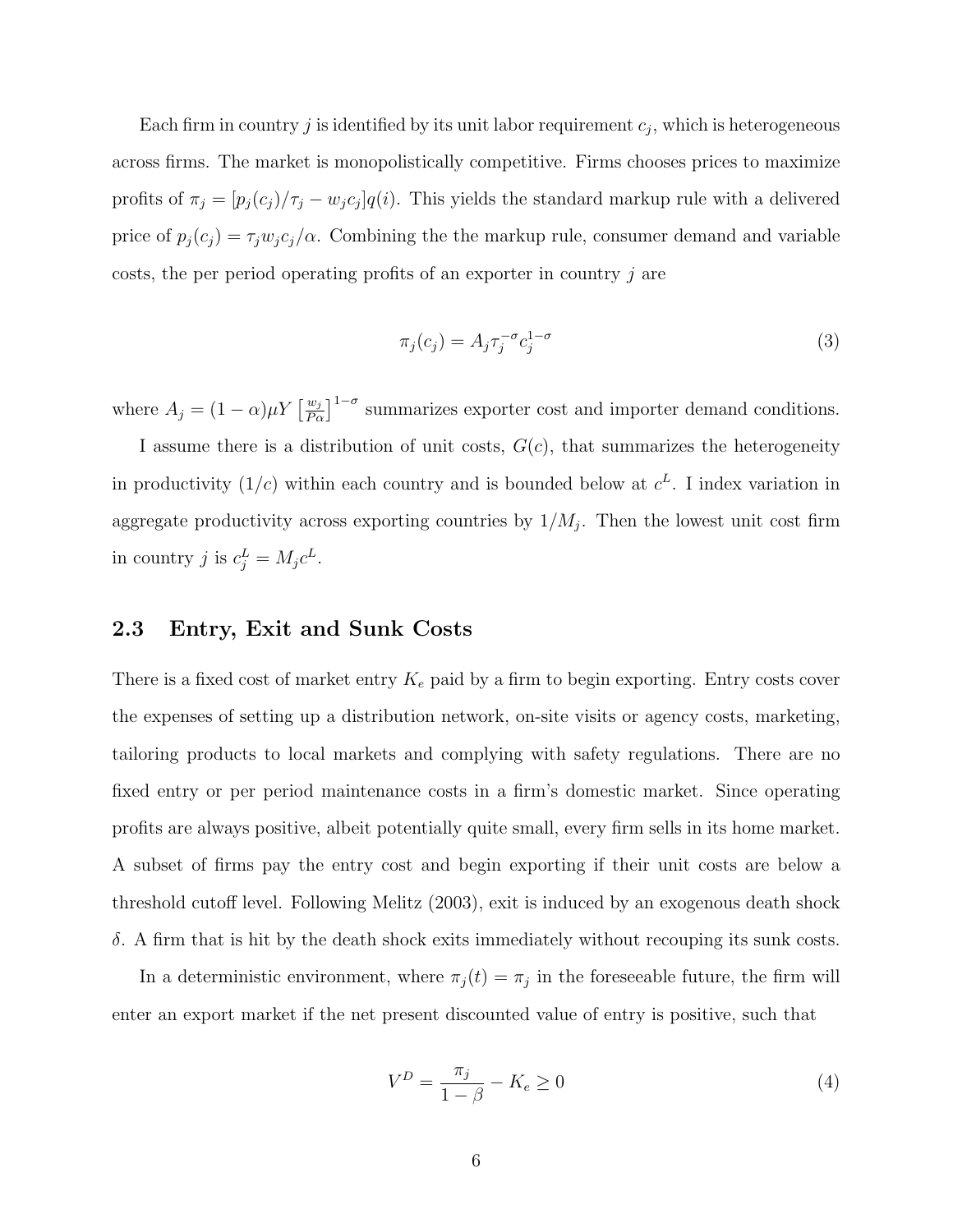Each firm in country $j$ is identified by its unit labor requirement $c_j$, which is heterogeneous across firms. The market is monopolistically competitive. Firms chooses prices to maximize profits of $\pi_j = [p_j(c_j)/\tau_j - w_j c_j]q(i)$. This yields the standard markup rule with a delivered price of $p_j(c_j) = \tau_j w_j c_j/\alpha$. Combining the the markup rule, consumer demand and variable costs, the per period operating profits of an exporter in country $j$ are

$$\pi_j(c_j) = A_j \tau_j^{-\sigma} c_j^{1-\sigma} \tag{3}$$

where $A_j = (1-\alpha)\mu Y \left[\frac{w_j}{P\alpha}\right]^{1-\sigma}$ summarizes exporter cost and importer demand conditions.

I assume there is a distribution of unit costs, $G(c)$, that summarizes the heterogeneity in productivity ($1/c$) within each country and is bounded below at $c^L$. I index variation in aggregate productivity across exporting countries by $1/M_j$. Then the lowest unit cost firm in country $j$ is $c_j^L = M_j c^L$.

### 2.3 Entry, Exit and Sunk Costs

There is a fixed cost of market entry $K_e$ paid by a firm to begin exporting. Entry costs cover the expenses of setting up a distribution network, on-site visits or agency costs, marketing, tailoring products to local markets and complying with safety regulations. There are no fixed entry or per period maintenance costs in a firm's domestic market. Since operating profits are always positive, albeit potentially quite small, every firm sells in its home market. A subset of firms pay the entry cost and begin exporting if their unit costs are below a threshold cutoff level. Following Melitz (2003), exit is induced by an exogenous death shock $\delta$. A firm that is hit by the death shock exits immediately without recouping its sunk costs.

In a deterministic environment, where $\pi_j(t) = \pi_j$ in the foreseeable future, the firm will enter an export market if the net present discounted value of entry is positive, such that

$$V^D = \frac{\pi_j}{1-\beta} - K_e \geq 0 \tag{4}$$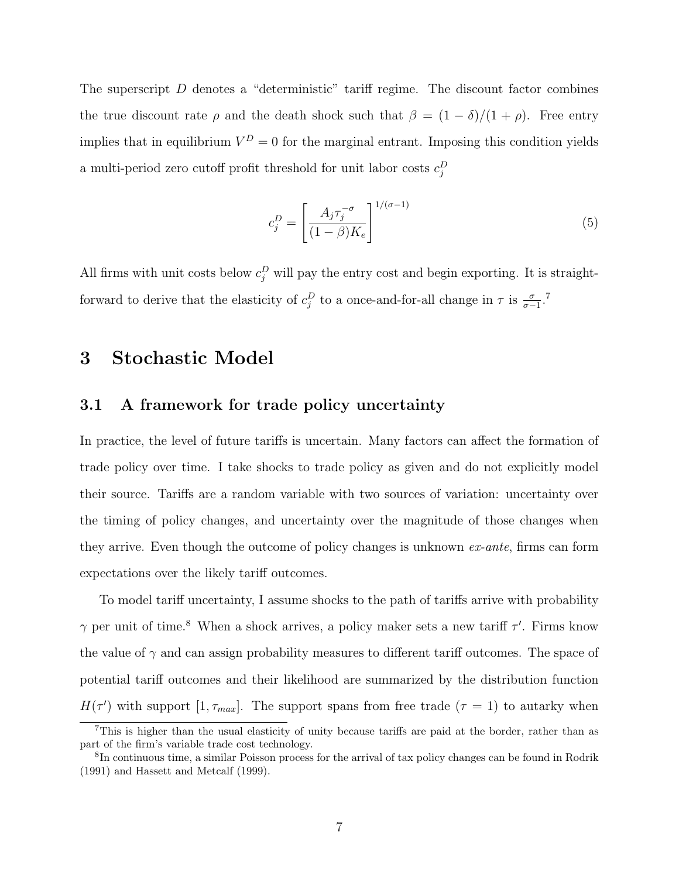The superscript $D$ denotes a "deterministic" tariff regime. The discount factor combines the true discount rate $\rho$ and the death shock such that $\beta = (1-\delta)/(1+\rho)$. Free entry implies that in equilibrium $V^D = 0$ for the marginal entrant. Imposing this condition yields a multi-period zero cutoff profit threshold for unit labor costs $c_j^D$

$$c_j^D = \left[\frac{A_j \tau_j^{-\sigma}}{(1-\beta)K_e}\right]^{1/(\sigma-1)} \tag{5}$$

All firms with unit costs below $c_j^D$ will pay the entry cost and begin exporting. It is straightforward to derive that the elasticity of $c_j^D$ to a once-and-for-all change in $\tau$ is $\frac{\sigma}{\sigma-1}$.[7]

# 3 Stochastic Model

## 3.1 A framework for trade policy uncertainty

In practice, the level of future tariffs is uncertain. Many factors can affect the formation of trade policy over time. I take shocks to trade policy as given and do not explicitly model their source. Tariffs are a random variable with two sources of variation: uncertainty over the timing of policy changes, and uncertainty over the magnitude of those changes when they arrive. Even though the outcome of policy changes is unknown *ex-ante*, firms can form expectations over the likely tariff outcomes.

To model tariff uncertainty, I assume shocks to the path of tariffs arrive with probability $\gamma$ per unit of time.[8] When a shock arrives, a policy maker sets a new tariff $\tau'$. Firms know the value of $\gamma$ and can assign probability measures to different tariff outcomes. The space of potential tariff outcomes and their likelihood are summarized by the distribution function $H(\tau')$ with support $[1, \tau_{max}]$. The support spans from free trade ($\tau = 1$) to autarky when

[7] This is higher than the usual elasticity of unity because tariffs are paid at the border, rather than as part of the firm's variable trade cost technology.

[8] In continuous time, a similar Poisson process for the arrival of tax policy changes can be found in Rodrik (1991) and Hassett and Metcalf (1999).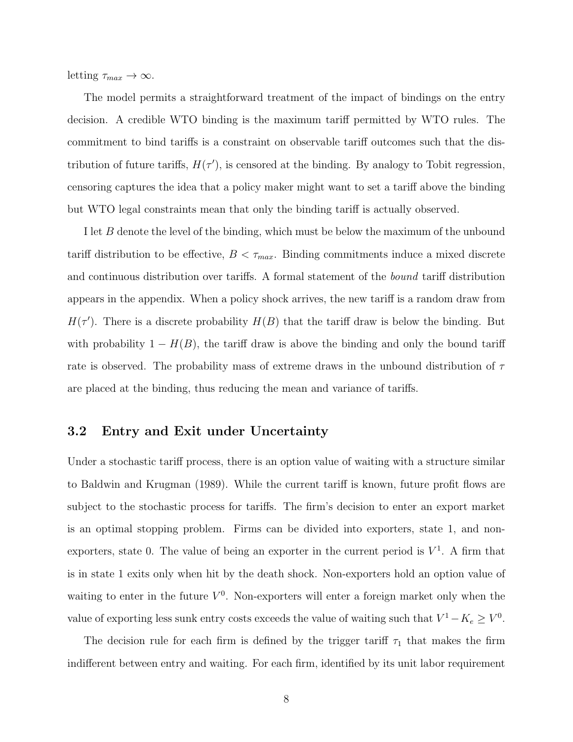letting $\tau_{max} \to \infty$.

The model permits a straightforward treatment of the impact of bindings on the entry decision. A credible WTO binding is the maximum tariff permitted by WTO rules. The commitment to bind tariffs is a constraint on observable tariff outcomes such that the distribution of future tariffs, $H(\tau')$, is censored at the binding. By analogy to Tobit regression, censoring captures the idea that a policy maker might want to set a tariff above the binding but WTO legal constraints mean that only the binding tariff is actually observed.

I let $B$ denote the level of the binding, which must be below the maximum of the unbound tariff distribution to be effective, $B < \tau_{max}$. Binding commitments induce a mixed discrete and continuous distribution over tariffs. A formal statement of the *bound* tariff distribution appears in the appendix. When a policy shock arrives, the new tariff is a random draw from $H(\tau')$. There is a discrete probability $H(B)$ that the tariff draw is below the binding. But with probability $1 - H(B)$, the tariff draw is above the binding and only the bound tariff rate is observed. The probability mass of extreme draws in the unbound distribution of $\tau$ are placed at the binding, thus reducing the mean and variance of tariffs.

## 3.2 Entry and Exit under Uncertainty

Under a stochastic tariff process, there is an option value of waiting with a structure similar to Baldwin and Krugman (1989). While the current tariff is known, future profit flows are subject to the stochastic process for tariffs. The firm's decision to enter an export market is an optimal stopping problem. Firms can be divided into exporters, state 1, and non-exporters, state 0. The value of being an exporter in the current period is $V^1$. A firm that is in state 1 exits only when hit by the death shock. Non-exporters hold an option value of waiting to enter in the future $V^0$. Non-exporters will enter a foreign market only when the value of exporting less sunk entry costs exceeds the value of waiting such that $V^1 - K_e \geq V^0$.

The decision rule for each firm is defined by the trigger tariff $\tau_1$ that makes the firm indifferent between entry and waiting. For each firm, identified by its unit labor requirement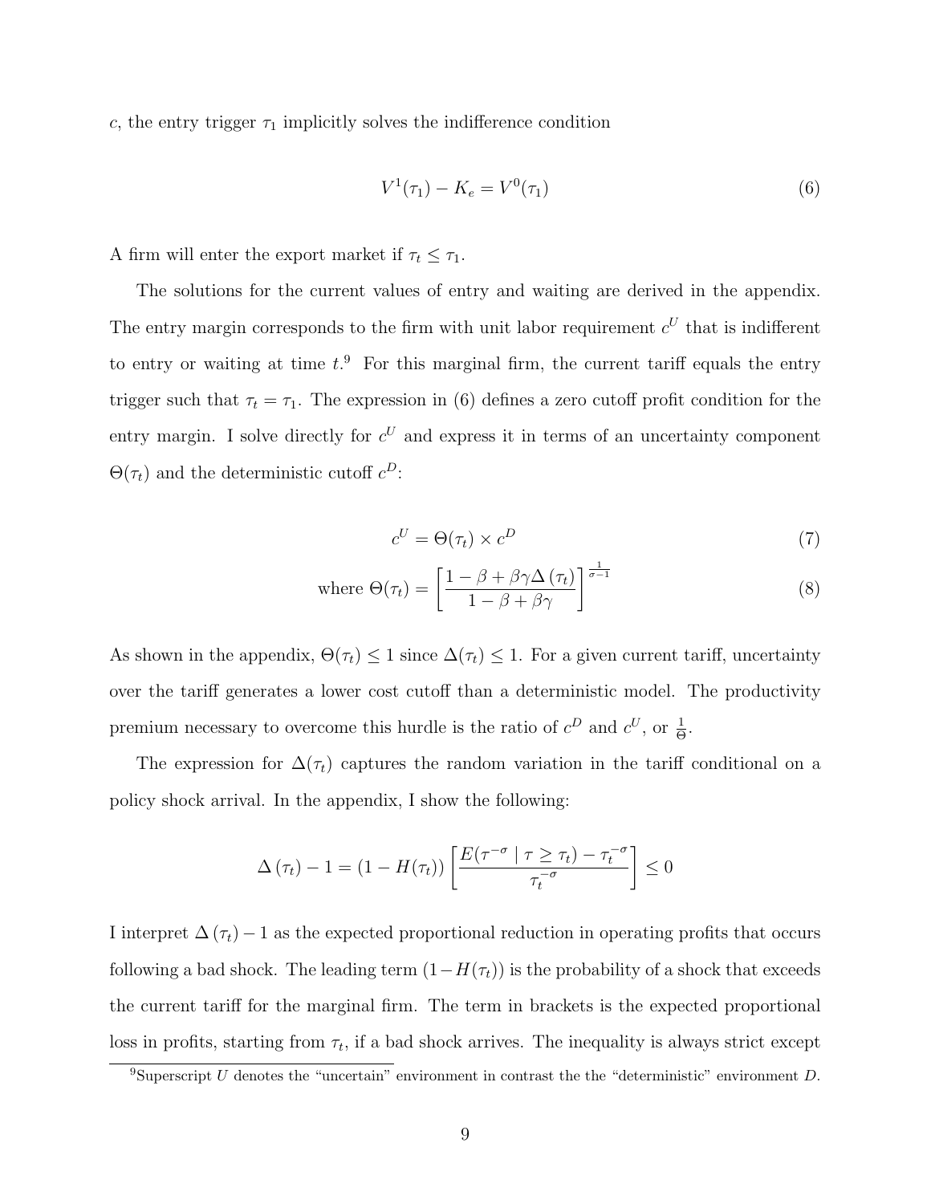$c$, the entry trigger $\tau_1$ implicitly solves the indifference condition

$$V^1(\tau_1) - K_e = V^0(\tau_1) \tag{6}$$

A firm will enter the export market if $\tau_t \leq \tau_1$.

The solutions for the current values of entry and waiting are derived in the appendix. The entry margin corresponds to the firm with unit labor requirement $c^U$ that is indifferent to entry or waiting at time $t$.[9] For this marginal firm, the current tariff equals the entry trigger such that $\tau_t = \tau_1$. The expression in (6) defines a zero cutoff profit condition for the entry margin. I solve directly for $c^U$ and express it in terms of an uncertainty component $\Theta(\tau_t)$ and the deterministic cutoff $c^D$:

$$c^U = \Theta(\tau_t) \times c^D \tag{7}$$

$$\text{where } \Theta(\tau_t) = \left[\frac{1 - \beta + \beta\gamma\Delta(\tau_t)}{1 - \beta + \beta\gamma}\right]^{\frac{1}{\sigma - 1}} \tag{8}$$

As shown in the appendix, $\Theta(\tau_t) \leq 1$ since $\Delta(\tau_t) \leq 1$. For a given current tariff, uncertainty over the tariff generates a lower cost cutoff than a deterministic model. The productivity premium necessary to overcome this hurdle is the ratio of $c^D$ and $c^U$, or $\frac{1}{\Theta}$.

The expression for $\Delta(\tau_t)$ captures the random variation in the tariff conditional on a policy shock arrival. In the appendix, I show the following:

$$\Delta(\tau_t) - 1 = (1 - H(\tau_t))\left[\frac{E(\tau^{-\sigma} \mid \tau \geq \tau_t) - \tau_t^{-\sigma}}{\tau_t^{-\sigma}}\right] \leq 0$$

I interpret $\Delta(\tau_t) - 1$ as the expected proportional reduction in operating profits that occurs following a bad shock. The leading term $(1 - H(\tau_t))$ is the probability of a shock that exceeds the current tariff for the marginal firm. The term in brackets is the expected proportional loss in profits, starting from $\tau_t$, if a bad shock arrives. The inequality is always strict except

[9] Superscript $U$ denotes the "uncertain" environment in contrast the the "deterministic" environment $D$.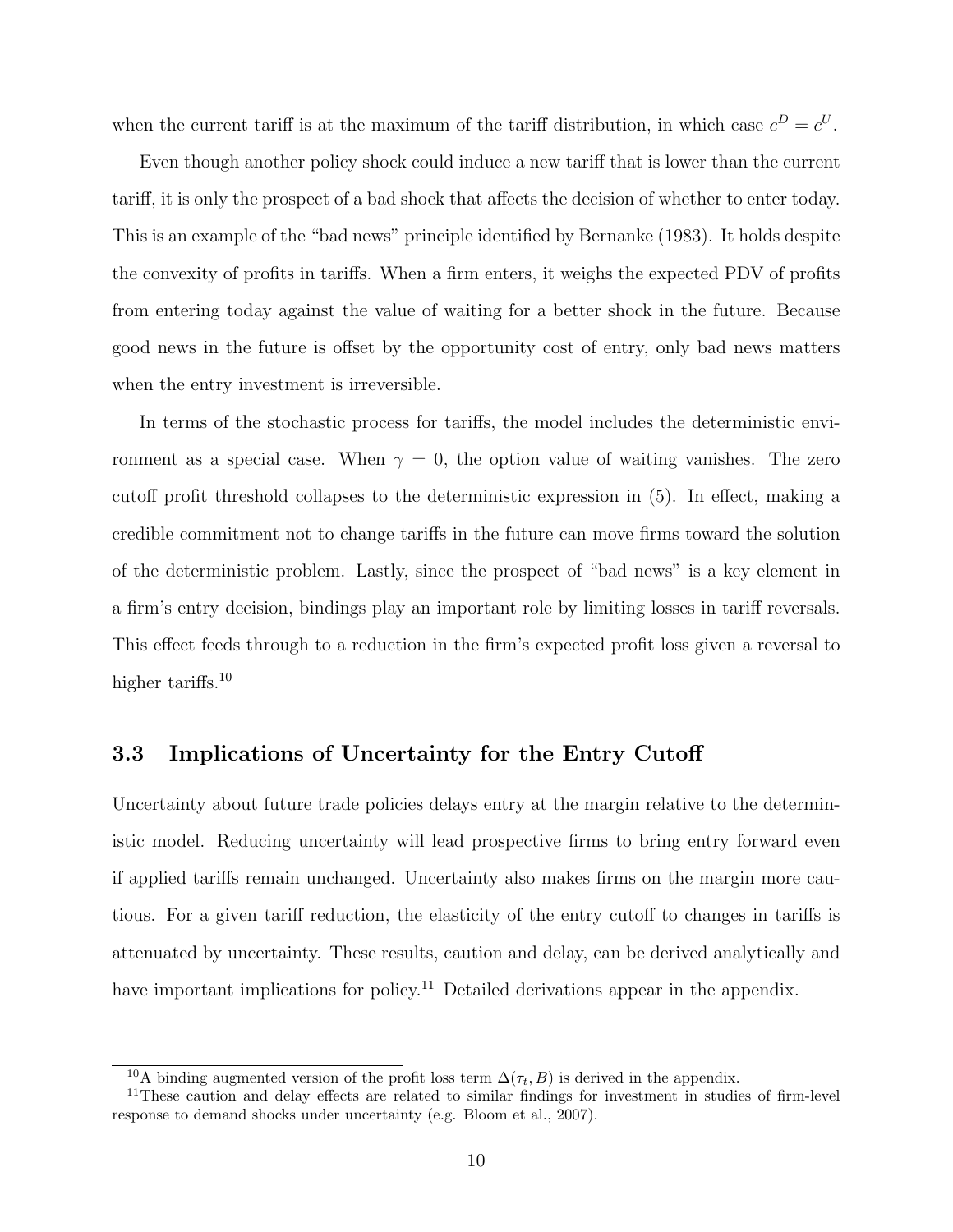when the current tariff is at the maximum of the tariff distribution, in which case $c^D = c^U$.

Even though another policy shock could induce a new tariff that is lower than the current tariff, it is only the prospect of a bad shock that affects the decision of whether to enter today. This is an example of the "bad news" principle identified by Bernanke (1983). It holds despite the convexity of profits in tariffs. When a firm enters, it weighs the expected PDV of profits from entering today against the value of waiting for a better shock in the future. Because good news in the future is offset by the opportunity cost of entry, only bad news matters when the entry investment is irreversible.

In terms of the stochastic process for tariffs, the model includes the deterministic environment as a special case. When $\gamma = 0$, the option value of waiting vanishes. The zero cutoff profit threshold collapses to the deterministic expression in (5). In effect, making a credible commitment not to change tariffs in the future can move firms toward the solution of the deterministic problem. Lastly, since the prospect of "bad news" is a key element in a firm's entry decision, bindings play an important role by limiting losses in tariff reversals. This effect feeds through to a reduction in the firm's expected profit loss given a reversal to higher tariffs.[10]

### 3.3 Implications of Uncertainty for the Entry Cutoff

Uncertainty about future trade policies delays entry at the margin relative to the deterministic model. Reducing uncertainty will lead prospective firms to bring entry forward even if applied tariffs remain unchanged. Uncertainty also makes firms on the margin more cautious. For a given tariff reduction, the elasticity of the entry cutoff to changes in tariffs is attenuated by uncertainty. These results, caution and delay, can be derived analytically and have important implications for policy.[11] Detailed derivations appear in the appendix.

---

[10] A binding augmented version of the profit loss term $\Delta(\tau_t, B)$ is derived in the appendix.

[11] These caution and delay effects are related to similar findings for investment in studies of firm-level response to demand shocks under uncertainty (e.g. Bloom et al., 2007).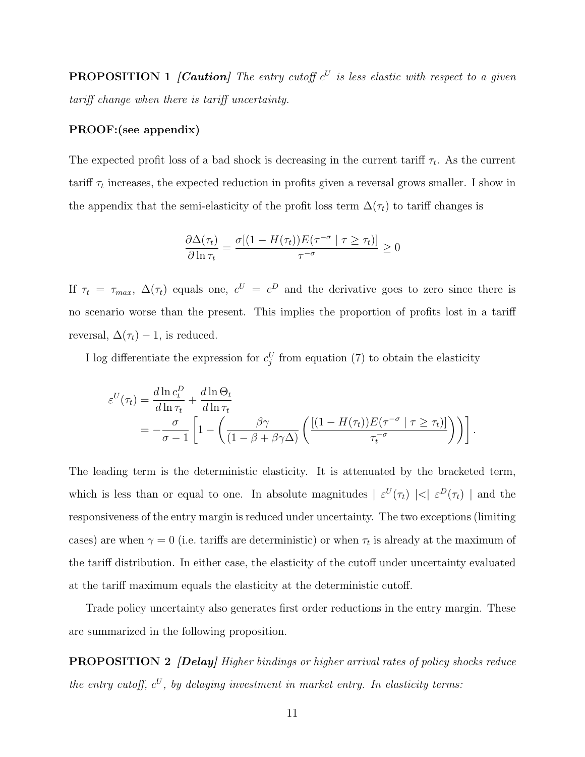**PROPOSITION 1** ***[Caution]*** *The entry cutoff $c^U$ is less elastic with respect to a given tariff change when there is tariff uncertainty.*

**PROOF:(see appendix)**

The expected profit loss of a bad shock is decreasing in the current tariff $\tau_t$. As the current tariff $\tau_t$ increases, the expected reduction in profits given a reversal grows smaller. I show in the appendix that the semi-elasticity of the profit loss term $\Delta(\tau_t)$ to tariff changes is

$$\frac{\partial \Delta(\tau_t)}{\partial \ln \tau_t} = \frac{\sigma[(1 - H(\tau_t))E(\tau^{-\sigma} \mid \tau \geq \tau_t)]}{\tau^{-\sigma}} \geq 0$$

If $\tau_t = \tau_{max}$, $\Delta(\tau_t)$ equals one, $c^U = c^D$ and the derivative goes to zero since there is no scenario worse than the present. This implies the proportion of profits lost in a tariff reversal, $\Delta(\tau_t) - 1$, is reduced.

I log differentiate the expression for $c_j^U$ from equation (7) to obtain the elasticity

$$\begin{aligned}
\varepsilon^U(\tau_t) &= \frac{d \ln c_t^D}{d \ln \tau_t} + \frac{d \ln \Theta_t}{d \ln \tau_t} \\
&= -\frac{\sigma}{\sigma - 1}\left[1 - \left(\frac{\beta\gamma}{(1 - \beta + \beta\gamma\Delta)}\left(\frac{[(1 - H(\tau_t))E(\tau^{-\sigma} \mid \tau \geq \tau_t)]}{\tau_t^{-\sigma}}\right)\right)\right].
\end{aligned}$$

The leading term is the deterministic elasticity. It is attenuated by the bracketed term, which is less than or equal to one. In absolute magnitudes $| \varepsilon^U(\tau_t) | < | \varepsilon^D(\tau_t) |$ and the responsiveness of the entry margin is reduced under uncertainty. The two exceptions (limiting cases) are when $\gamma = 0$ (i.e. tariffs are deterministic) or when $\tau_t$ is already at the maximum of the tariff distribution. In either case, the elasticity of the cutoff under uncertainty evaluated at the tariff maximum equals the elasticity at the deterministic cutoff.

Trade policy uncertainty also generates first order reductions in the entry margin. These are summarized in the following proposition.

**PROPOSITION 2** ***[Delay]*** *Higher bindings or higher arrival rates of policy shocks reduce the entry cutoff, $c^U$, by delaying investment in market entry. In elasticity terms:*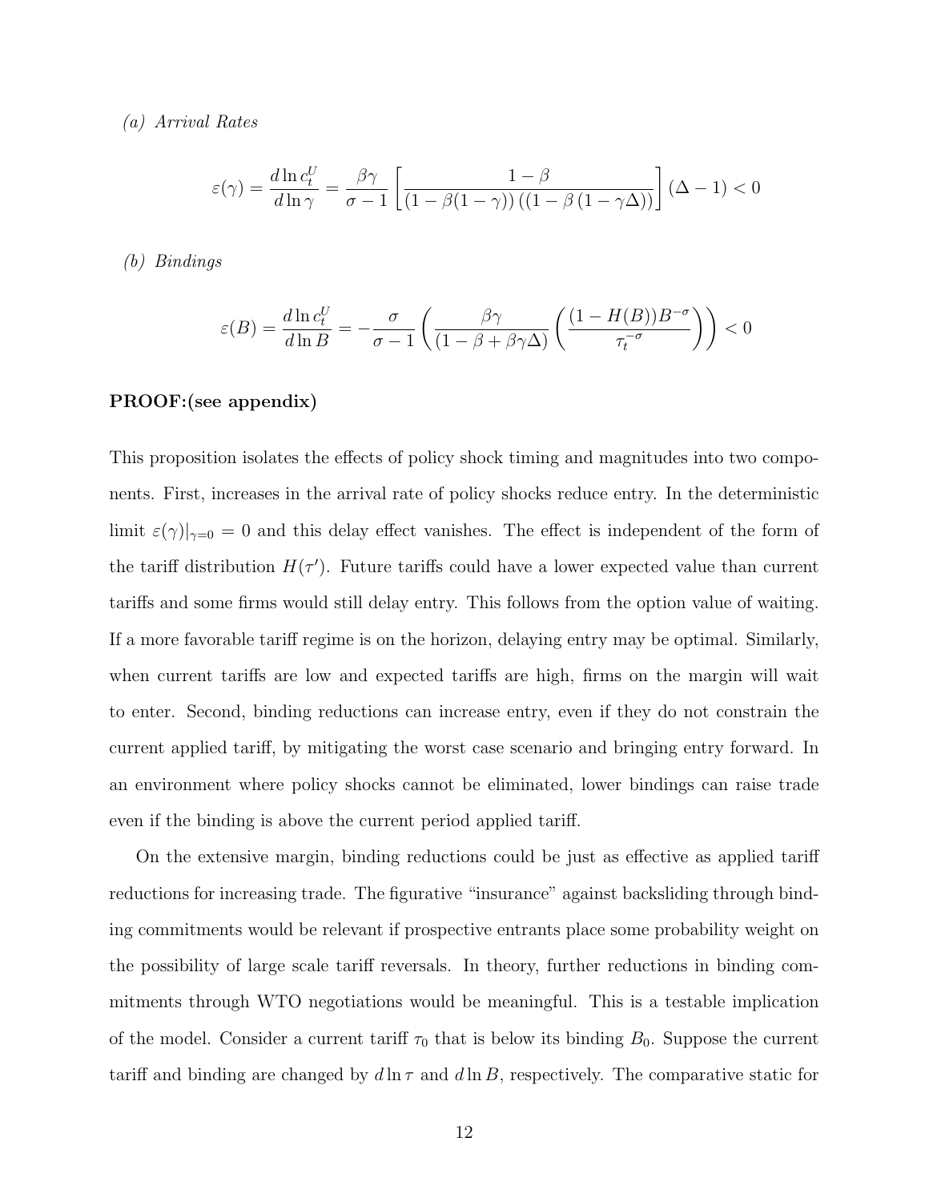*(a) Arrival Rates*

$$\varepsilon(\gamma) = \frac{d \ln c_t^U}{d \ln \gamma} = \frac{\beta\gamma}{\sigma - 1} \left[ \frac{1-\beta}{(1-\beta(1-\gamma))\left((1-\beta\left(1-\gamma\Delta\right)\right)} \right] (\Delta - 1) < 0$$

*(b) Bindings*

$$\varepsilon(B) = \frac{d \ln c_t^U}{d \ln B} = -\frac{\sigma}{\sigma - 1} \left( \frac{\beta\gamma}{(1-\beta+\beta\gamma\Delta)} \left( \frac{(1-H(B))B^{-\sigma}}{\tau_t^{-\sigma}} \right) \right) < 0$$

**PROOF:(see appendix)**

This proposition isolates the effects of policy shock timing and magnitudes into two components. First, increases in the arrival rate of policy shocks reduce entry. In the deterministic limit $\varepsilon(\gamma)|_{\gamma=0} = 0$ and this delay effect vanishes. The effect is independent of the form of the tariff distribution $H(\tau')$. Future tariffs could have a lower expected value than current tariffs and some firms would still delay entry. This follows from the option value of waiting. If a more favorable tariff regime is on the horizon, delaying entry may be optimal. Similarly, when current tariffs are low and expected tariffs are high, firms on the margin will wait to enter. Second, binding reductions can increase entry, even if they do not constrain the current applied tariff, by mitigating the worst case scenario and bringing entry forward. In an environment where policy shocks cannot be eliminated, lower bindings can raise trade even if the binding is above the current period applied tariff.

On the extensive margin, binding reductions could be just as effective as applied tariff reductions for increasing trade. The figurative "insurance" against backsliding through binding commitments would be relevant if prospective entrants place some probability weight on the possibility of large scale tariff reversals. In theory, further reductions in binding commitments through WTO negotiations would be meaningful. This is a testable implication of the model. Consider a current tariff $\tau_0$ that is below its binding $B_0$. Suppose the current tariff and binding are changed by $d \ln \tau$ and $d \ln B$, respectively. The comparative static for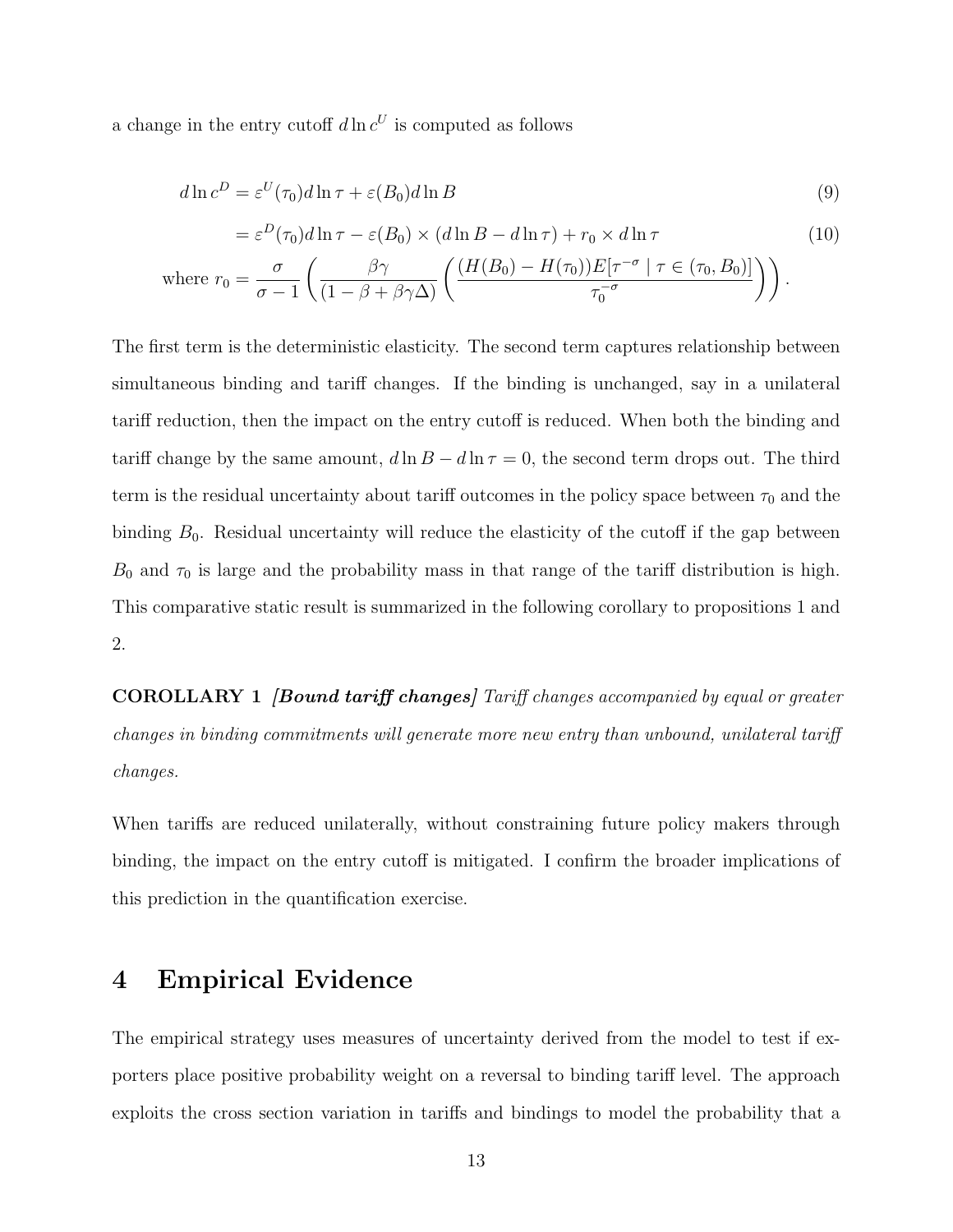a change in the entry cutoff $d \ln c^U$ is computed as follows

$$
\begin{aligned}
d \ln c^D &= \varepsilon^U(\tau_0) d \ln \tau + \varepsilon(B_0) d \ln B && (9) \\
&= \varepsilon^D(\tau_0) d \ln \tau - \varepsilon(B_0) \times (d \ln B - d \ln \tau) + r_0 \times d \ln \tau && (10) \\
\text{where } r_0 &= \frac{\sigma}{\sigma - 1} \left( \frac{\beta\gamma}{(1 - \beta + \beta\gamma\Delta)} \left( \frac{(H(B_0) - H(\tau_0)) E[\tau^{-\sigma} \mid \tau \in (\tau_0, B_0)]}{\tau_0^{-\sigma}} \right) \right).
\end{aligned}
$$

The first term is the deterministic elasticity. The second term captures relationship between simultaneous binding and tariff changes. If the binding is unchanged, say in a unilateral tariff reduction, then the impact on the entry cutoff is reduced. When both the binding and tariff change by the same amount, $d \ln B - d \ln \tau = 0$, the second term drops out. The third term is the residual uncertainty about tariff outcomes in the policy space between $\tau_0$ and the binding $B_0$. Residual uncertainty will reduce the elasticity of the cutoff if the gap between $B_0$ and $\tau_0$ is large and the probability mass in that range of the tariff distribution is high. This comparative static result is summarized in the following corollary to propositions 1 and 2.

**COROLLARY 1** ***[Bound tariff changes]*** *Tariff changes accompanied by equal or greater changes in binding commitments will generate more new entry than unbound, unilateral tariff changes.*

When tariffs are reduced unilaterally, without constraining future policy makers through binding, the impact on the entry cutoff is mitigated. I confirm the broader implications of this prediction in the quantification exercise.

# 4 Empirical Evidence

The empirical strategy uses measures of uncertainty derived from the model to test if exporters place positive probability weight on a reversal to binding tariff level. The approach exploits the cross section variation in tariffs and bindings to model the probability that a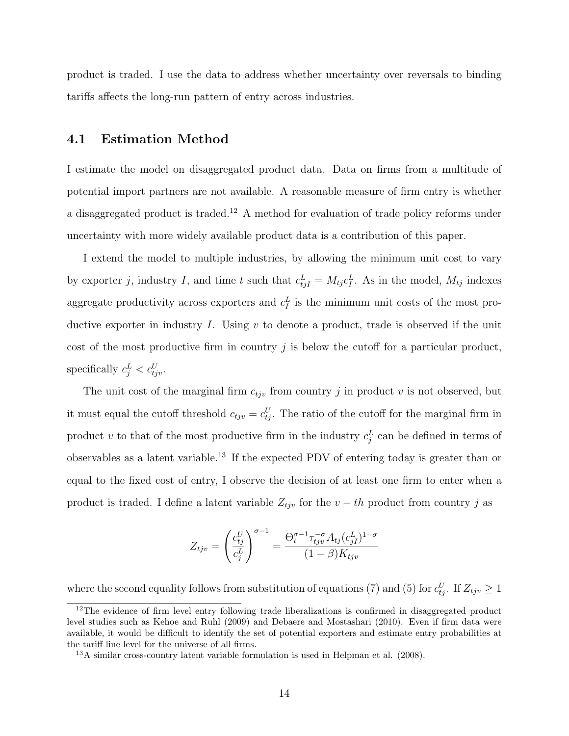product is traded. I use the data to address whether uncertainty over reversals to binding tariffs affects the long-run pattern of entry across industries.

## 4.1 Estimation Method

I estimate the model on disaggregated product data. Data on firms from a multitude of potential import partners are not available. A reasonable measure of firm entry is whether a disaggregated product is traded.[12] A method for evaluation of trade policy reforms under uncertainty with more widely available product data is a contribution of this paper.

I extend the model to multiple industries, by allowing the minimum unit cost to vary by exporter $j$, industry $I$, and time $t$ such that $c^L_{tjI} = M_{tj} c^L_I$. As in the model, $M_{tj}$ indexes aggregate productivity across exporters and $c^L_I$ is the minimum unit costs of the most productive exporter in industry $I$. Using $v$ to denote a product, trade is observed if the unit cost of the most productive firm in country $j$ is below the cutoff for a particular product, specifically $c^L_j < c^U_{tjv}$.

The unit cost of the marginal firm $c_{tjv}$ from country $j$ in product $v$ is not observed, but it must equal the cutoff threshold $c_{tjv} = c^U_{tj}$. The ratio of the cutoff for the marginal firm in product $v$ to that of the most productive firm in the industry $c^L_j$ can be defined in terms of observables as a latent variable.[13] If the expected PDV of entering today is greater than or equal to the fixed cost of entry, I observe the decision of at least one firm to enter when a product is traded. I define a latent variable $Z_{tjv}$ for the $v-th$ product from country $j$ as

$$Z_{tjv} = \left(\frac{c^U_{tj}}{c^L_j}\right)^{\sigma-1} = \frac{\Theta_t^{\sigma-1} \tau_{tjv}^{-\sigma} A_{tj} (c^L_{jI})^{1-\sigma}}{(1-\beta) K_{tjv}}$$

where the second equality follows from substitution of equations (7) and (5) for $c^U_{tj}$. If $Z_{tjv} \geq 1$

[12] The evidence of firm level entry following trade liberalizations is confirmed in disaggregated product level studies such as Kehoe and Ruhl (2009) and Debaere and Mostashari (2010). Even if firm data were available, it would be difficult to identify the set of potential exporters and estimate entry probabilities at the tariff line level for the universe of all firms.

[13] A similar cross-country latent variable formulation is used in Helpman et al. (2008).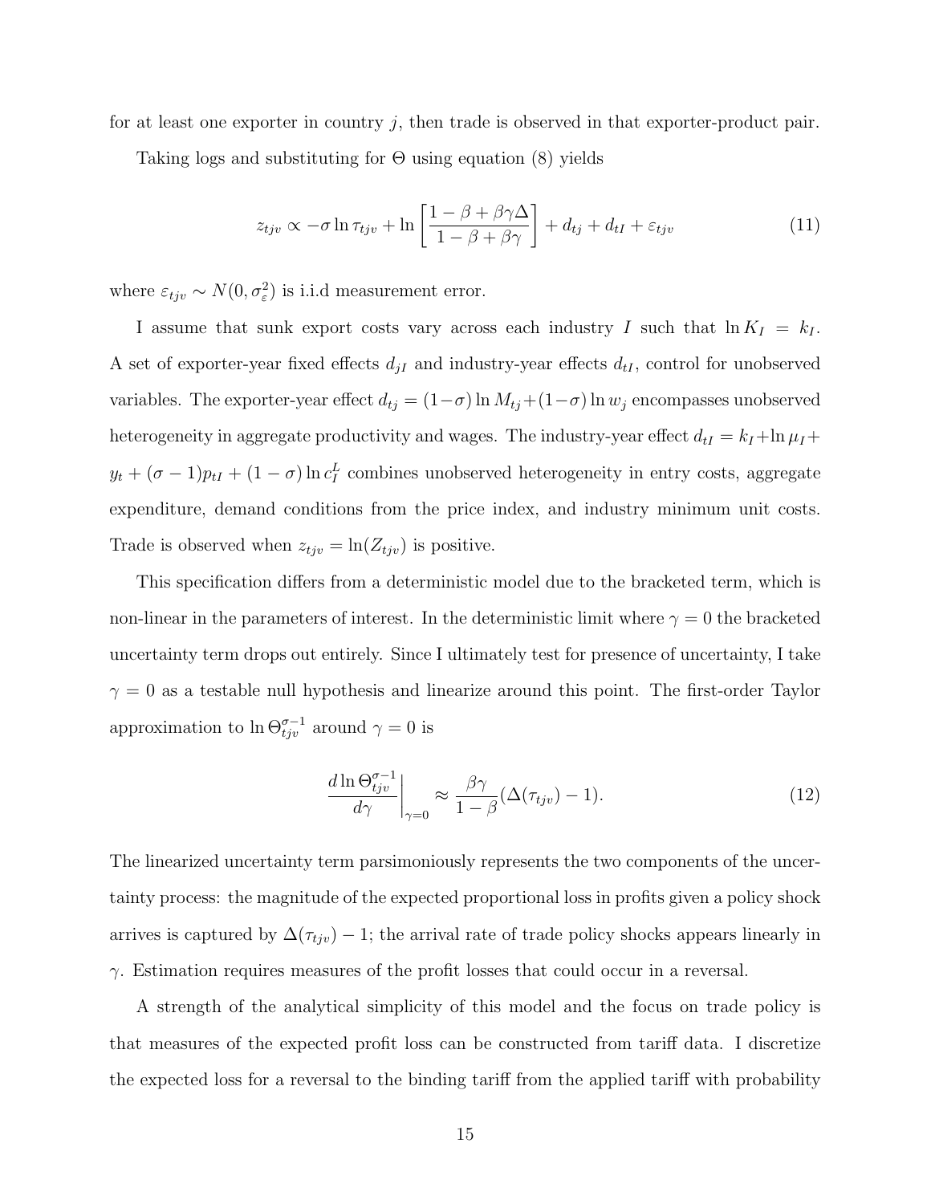for at least one exporter in country $j$, then trade is observed in that exporter-product pair.

Taking logs and substituting for $\Theta$ using equation (8) yields

$$z_{tjv} \propto -\sigma \ln \tau_{tjv} + \ln \left[ \frac{1-\beta+\beta\gamma\Delta}{1-\beta+\beta\gamma} \right] + d_{tj} + d_{tI} + \varepsilon_{tjv} \tag{11}$$

where $\varepsilon_{tjv} \sim N(0, \sigma_{\varepsilon}^2)$ is i.i.d measurement error.

I assume that sunk export costs vary across each industry $I$ such that $\ln K_I = k_I$. A set of exporter-year fixed effects $d_{jI}$ and industry-year effects $d_{tI}$, control for unobserved variables. The exporter-year effect $d_{tj} = (1-\sigma)\ln M_{tj} + (1-\sigma)\ln w_j$ encompasses unobserved heterogeneity in aggregate productivity and wages. The industry-year effect $d_{tI} = k_I + \ln \mu_I + y_t + (\sigma-1)p_{tI} + (1-\sigma)\ln c_I^L$ combines unobserved heterogeneity in entry costs, aggregate expenditure, demand conditions from the price index, and industry minimum unit costs. Trade is observed when $z_{tjv} = \ln(Z_{tjv})$ is positive.

This specification differs from a deterministic model due to the bracketed term, which is non-linear in the parameters of interest. In the deterministic limit where $\gamma = 0$ the bracketed uncertainty term drops out entirely. Since I ultimately test for presence of uncertainty, I take $\gamma = 0$ as a testable null hypothesis and linearize around this point. The first-order Taylor approximation to $\ln \Theta_{tjv}^{\sigma-1}$ around $\gamma = 0$ is

$$\left. \frac{d \ln \Theta_{tjv}^{\sigma-1}}{d\gamma} \right|_{\gamma=0} \approx \frac{\beta\gamma}{1-\beta}(\Delta(\tau_{tjv}) - 1). \tag{12}$$

The linearized uncertainty term parsimoniously represents the two components of the uncertainty process: the magnitude of the expected proportional loss in profits given a policy shock arrives is captured by $\Delta(\tau_{tjv}) - 1$; the arrival rate of trade policy shocks appears linearly in $\gamma$. Estimation requires measures of the profit losses that could occur in a reversal.

A strength of the analytical simplicity of this model and the focus on trade policy is that measures of the expected profit loss can be constructed from tariff data. I discretize the expected loss for a reversal to the binding tariff from the applied tariff with probability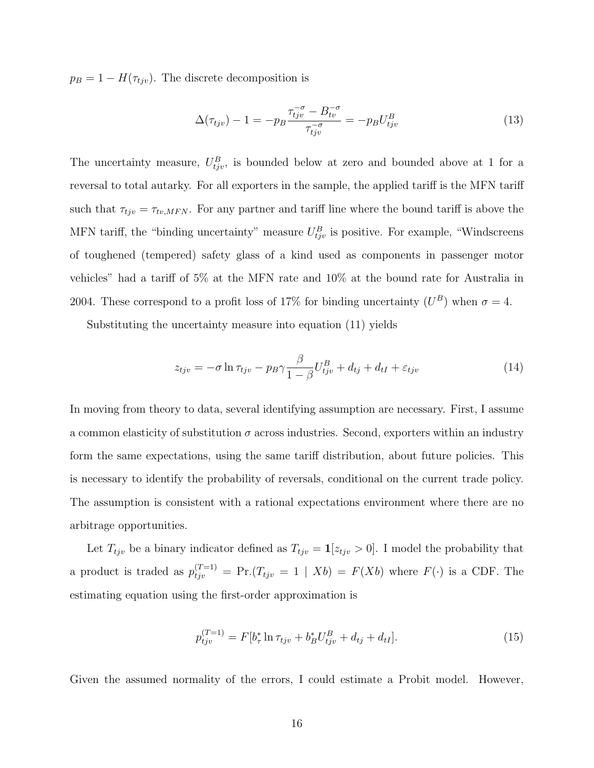$p_B = 1 - H(\tau_{tjv})$. The discrete decomposition is

$$\Delta(\tau_{tjv}) - 1 = -p_B \frac{\tau_{tjv}^{-\sigma} - B_{tv}^{-\sigma}}{\tau_{tjv}^{-\sigma}} = -p_B U_{tjv}^B \tag{13}$$

The uncertainty measure, $U_{tjv}^B$, is bounded below at zero and bounded above at 1 for a reversal to total autarky. For all exporters in the sample, the applied tariff is the MFN tariff such that $\tau_{tjv} = \tau_{tv,MFN}$. For any partner and tariff line where the bound tariff is above the MFN tariff, the "binding uncertainty" measure $U_{tjv}^B$ is positive. For example, "Windscreens of toughened (tempered) safety glass of a kind used as components in passenger motor vehicles" had a tariff of 5% at the MFN rate and 10% at the bound rate for Australia in 2004. These correspond to a profit loss of 17% for binding uncertainty ($U^B$) when $\sigma = 4$.

Substituting the uncertainty measure into equation (11) yields

$$z_{tjv} = -\sigma \ln \tau_{tjv} - p_B \gamma \frac{\beta}{1-\beta} U_{tjv}^B + d_{tj} + d_{tI} + \varepsilon_{tjv} \tag{14}$$

In moving from theory to data, several identifying assumption are necessary. First, I assume a common elasticity of substitution $\sigma$ across industries. Second, exporters within an industry form the same expectations, using the same tariff distribution, about future policies. This is necessary to identify the probability of reversals, conditional on the current trade policy. The assumption is consistent with a rational expectations environment where there are no arbitrage opportunities.

Let $T_{tjv}$ be a binary indicator defined as $T_{tjv} = \mathbf{1}[z_{tjv} > 0]$. I model the probability that a product is traded as $p_{tjv}^{(T=1)} = \Pr.(T_{tjv} = 1 \mid Xb) = F(Xb)$ where $F(\cdot)$ is a CDF. The estimating equation using the first-order approximation is

$$p_{tjv}^{(T=1)} = F[b_\tau^* \ln \tau_{tjv} + b_B^* U_{tjv}^B + d_{tj} + d_{tI}]. \tag{15}$$

Given the assumed normality of the errors, I could estimate a Probit model. However,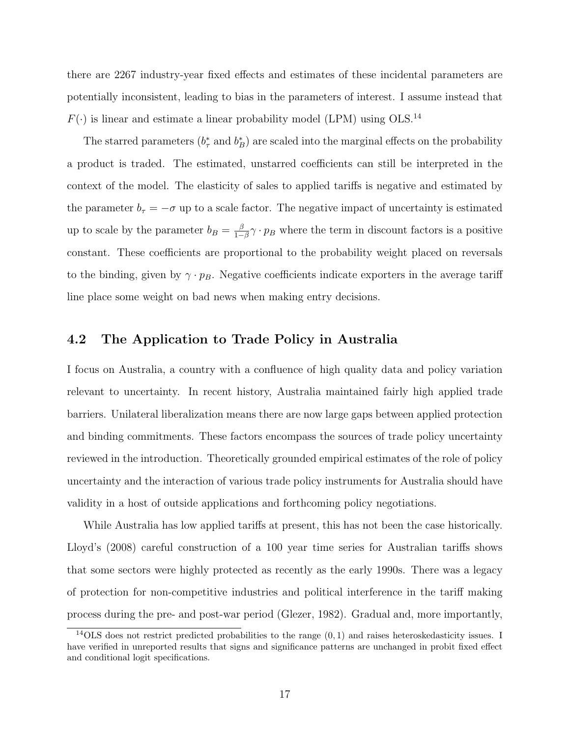there are 2267 industry-year fixed effects and estimates of these incidental parameters are potentially inconsistent, leading to bias in the parameters of interest. I assume instead that $F(\cdot)$ is linear and estimate a linear probability model (LPM) using OLS.[14]

The starred parameters ($b_\tau^*$ and $b_B^*$) are scaled into the marginal effects on the probability a product is traded. The estimated, unstarred coefficients can still be interpreted in the context of the model. The elasticity of sales to applied tariffs is negative and estimated by the parameter $b_\tau = -\sigma$ up to a scale factor. The negative impact of uncertainty is estimated up to scale by the parameter $b_B = \frac{\beta}{1-\beta}\gamma \cdot p_B$ where the term in discount factors is a positive constant. These coefficients are proportional to the probability weight placed on reversals to the binding, given by $\gamma \cdot p_B$. Negative coefficients indicate exporters in the average tariff line place some weight on bad news when making entry decisions.

## 4.2 The Application to Trade Policy in Australia

I focus on Australia, a country with a confluence of high quality data and policy variation relevant to uncertainty. In recent history, Australia maintained fairly high applied trade barriers. Unilateral liberalization means there are now large gaps between applied protection and binding commitments. These factors encompass the sources of trade policy uncertainty reviewed in the introduction. Theoretically grounded empirical estimates of the role of policy uncertainty and the interaction of various trade policy instruments for Australia should have validity in a host of outside applications and forthcoming policy negotiations.

While Australia has low applied tariffs at present, this has not been the case historically. Lloyd's (2008) careful construction of a 100 year time series for Australian tariffs shows that some sectors were highly protected as recently as the early 1990s. There was a legacy of protection for non-competitive industries and political interference in the tariff making process during the pre- and post-war period (Glezer, 1982). Gradual and, more importantly,

[14] OLS does not restrict predicted probabilities to the range $(0, 1)$ and raises heteroskedasticity issues. I have verified in unreported results that signs and significance patterns are unchanged in probit fixed effect and conditional logit specifications.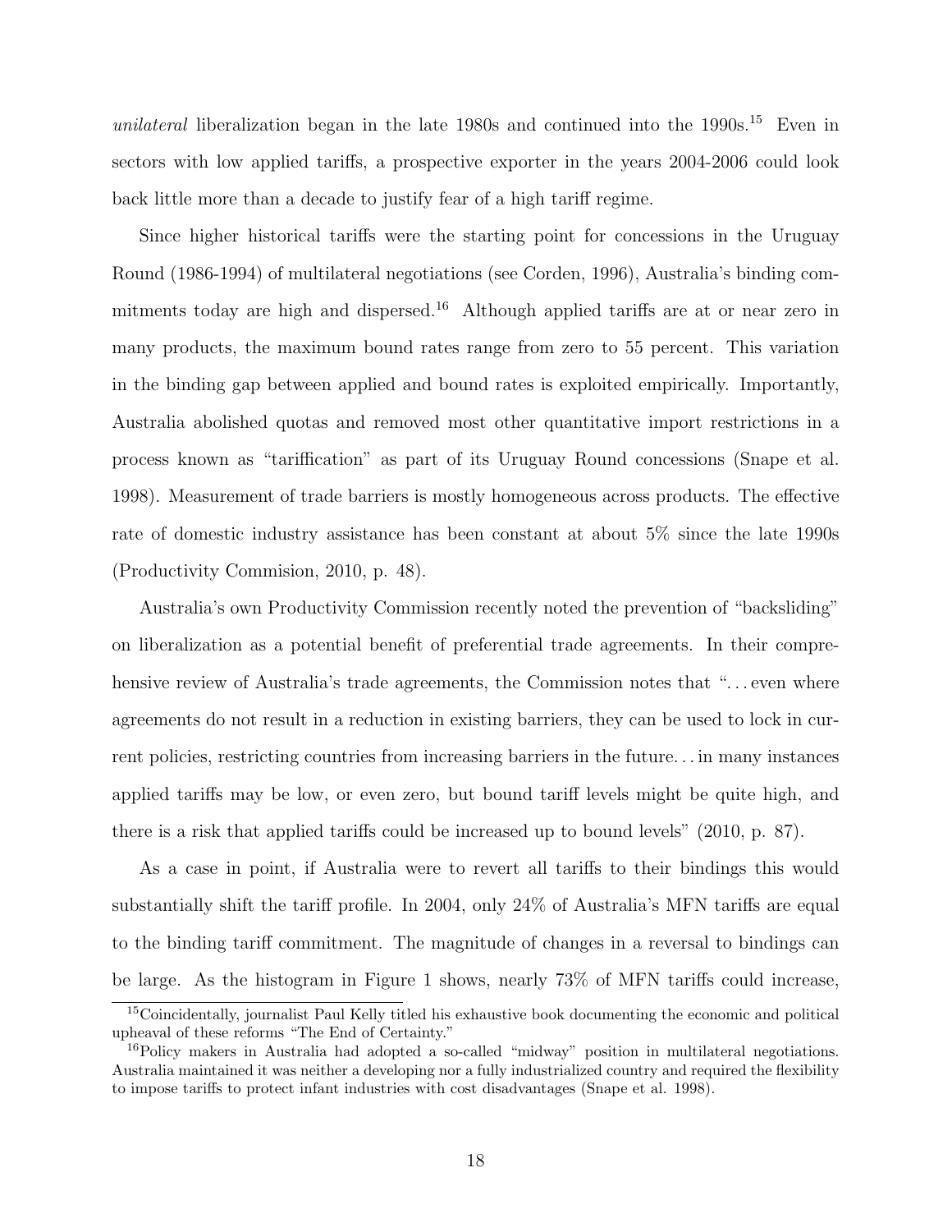*unilateral* liberalization began in the late 1980s and continued into the 1990s.[15] Even in sectors with low applied tariffs, a prospective exporter in the years 2004-2006 could look back little more than a decade to justify fear of a high tariff regime.

Since higher historical tariffs were the starting point for concessions in the Uruguay Round (1986-1994) of multilateral negotiations (see Corden, 1996), Australia's binding commitments today are high and dispersed.[16] Although applied tariffs are at or near zero in many products, the maximum bound rates range from zero to 55 percent. This variation in the binding gap between applied and bound rates is exploited empirically. Importantly, Australia abolished quotas and removed most other quantitative import restrictions in a process known as "tariffication" as part of its Uruguay Round concessions (Snape et al. 1998). Measurement of trade barriers is mostly homogeneous across products. The effective rate of domestic industry assistance has been constant at about 5% since the late 1990s (Productivity Commision, 2010, p. 48).

Australia's own Productivity Commission recently noted the prevention of "backsliding" on liberalization as a potential benefit of preferential trade agreements. In their comprehensive review of Australia's trade agreements, the Commission notes that "…even where agreements do not result in a reduction in existing barriers, they can be used to lock in current policies, restricting countries from increasing barriers in the future…in many instances applied tariffs may be low, or even zero, but bound tariff levels might be quite high, and there is a risk that applied tariffs could be increased up to bound levels" (2010, p. 87).

As a case in point, if Australia were to revert all tariffs to their bindings this would substantially shift the tariff profile. In 2004, only 24% of Australia's MFN tariffs are equal to the binding tariff commitment. The magnitude of changes in a reversal to bindings can be large. As the histogram in Figure 1 shows, nearly 73% of MFN tariffs could increase,

[15] Coincidentally, journalist Paul Kelly titled his exhaustive book documenting the economic and political upheaval of these reforms "The End of Certainty."

[16] Policy makers in Australia had adopted a so-called "midway" position in multilateral negotiations. Australia maintained it was neither a developing nor a fully industrialized country and required the flexibility to impose tariffs to protect infant industries with cost disadvantages (Snape et al. 1998).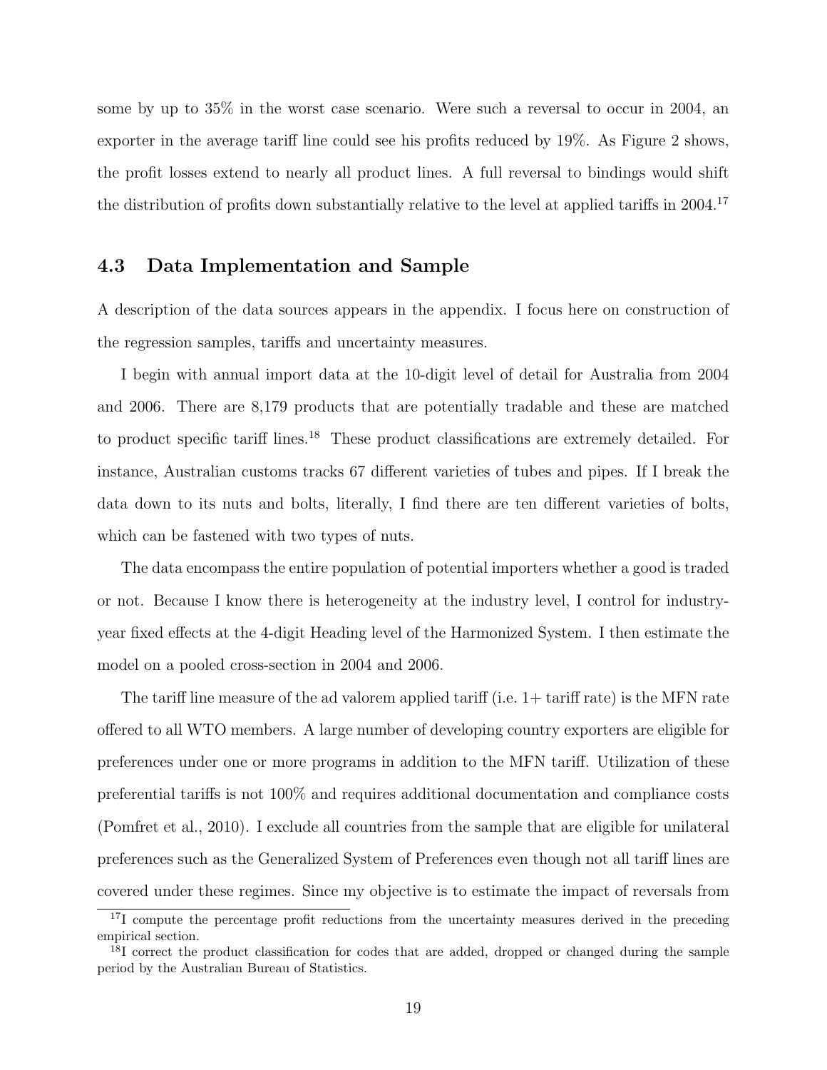some by up to 35% in the worst case scenario. Were such a reversal to occur in 2004, an exporter in the average tariff line could see his profits reduced by 19%. As Figure 2 shows, the profit losses extend to nearly all product lines. A full reversal to bindings would shift the distribution of profits down substantially relative to the level at applied tariffs in 2004.[17]

### 4.3 Data Implementation and Sample

A description of the data sources appears in the appendix. I focus here on construction of the regression samples, tariffs and uncertainty measures.

I begin with annual import data at the 10-digit level of detail for Australia from 2004 and 2006. There are 8,179 products that are potentially tradable and these are matched to product specific tariff lines.[18] These product classifications are extremely detailed. For instance, Australian customs tracks 67 different varieties of tubes and pipes. If I break the data down to its nuts and bolts, literally, I find there are ten different varieties of bolts, which can be fastened with two types of nuts.

The data encompass the entire population of potential importers whether a good is traded or not. Because I know there is heterogeneity at the industry level, I control for industry-year fixed effects at the 4-digit Heading level of the Harmonized System. I then estimate the model on a pooled cross-section in 2004 and 2006.

The tariff line measure of the ad valorem applied tariff (i.e. 1+ tariff rate) is the MFN rate offered to all WTO members. A large number of developing country exporters are eligible for preferences under one or more programs in addition to the MFN tariff. Utilization of these preferential tariffs is not 100% and requires additional documentation and compliance costs (Pomfret et al., 2010). I exclude all countries from the sample that are eligible for unilateral preferences such as the Generalized System of Preferences even though not all tariff lines are covered under these regimes. Since my objective is to estimate the impact of reversals from

[17] I compute the percentage profit reductions from the uncertainty measures derived in the preceding empirical section.

[18] I correct the product classification for codes that are added, dropped or changed during the sample period by the Australian Bureau of Statistics.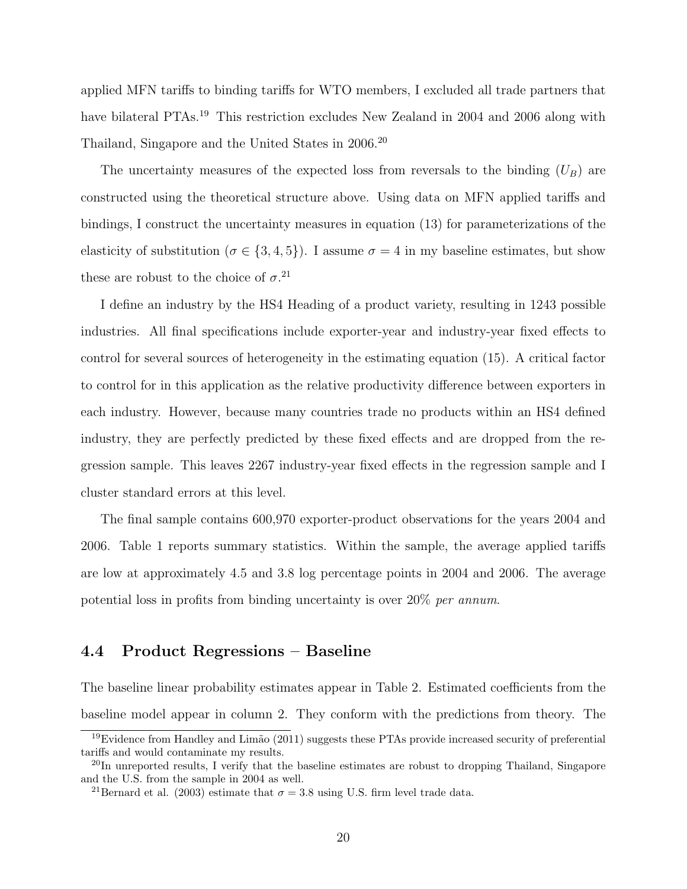applied MFN tariffs to binding tariffs for WTO members, I excluded all trade partners that have bilateral PTAs.[19] This restriction excludes New Zealand in 2004 and 2006 along with Thailand, Singapore and the United States in 2006.[20]

The uncertainty measures of the expected loss from reversals to the binding ($U_B$) are constructed using the theoretical structure above. Using data on MFN applied tariffs and bindings, I construct the uncertainty measures in equation (13) for parameterizations of the elasticity of substitution ($\sigma \in \{3, 4, 5\}$). I assume $\sigma = 4$ in my baseline estimates, but show these are robust to the choice of $\sigma$.[21]

I define an industry by the HS4 Heading of a product variety, resulting in 1243 possible industries. All final specifications include exporter-year and industry-year fixed effects to control for several sources of heterogeneity in the estimating equation (15). A critical factor to control for in this application as the relative productivity difference between exporters in each industry. However, because many countries trade no products within an HS4 defined industry, they are perfectly predicted by these fixed effects and are dropped from the regression sample. This leaves 2267 industry-year fixed effects in the regression sample and I cluster standard errors at this level.

The final sample contains 600,970 exporter-product observations for the years 2004 and 2006. Table 1 reports summary statistics. Within the sample, the average applied tariffs are low at approximately 4.5 and 3.8 log percentage points in 2004 and 2006. The average potential loss in profits from binding uncertainty is over 20% *per annum*.

## 4.4 Product Regressions – Baseline

The baseline linear probability estimates appear in Table 2. Estimated coefficients from the baseline model appear in column 2. They conform with the predictions from theory. The

[19] Evidence from Handley and Limão (2011) suggests these PTAs provide increased security of preferential tariffs and would contaminate my results.

[20] In unreported results, I verify that the baseline estimates are robust to dropping Thailand, Singapore and the U.S. from the sample in 2004 as well.

[21] Bernard et al. (2003) estimate that $\sigma = 3.8$ using U.S. firm level trade data.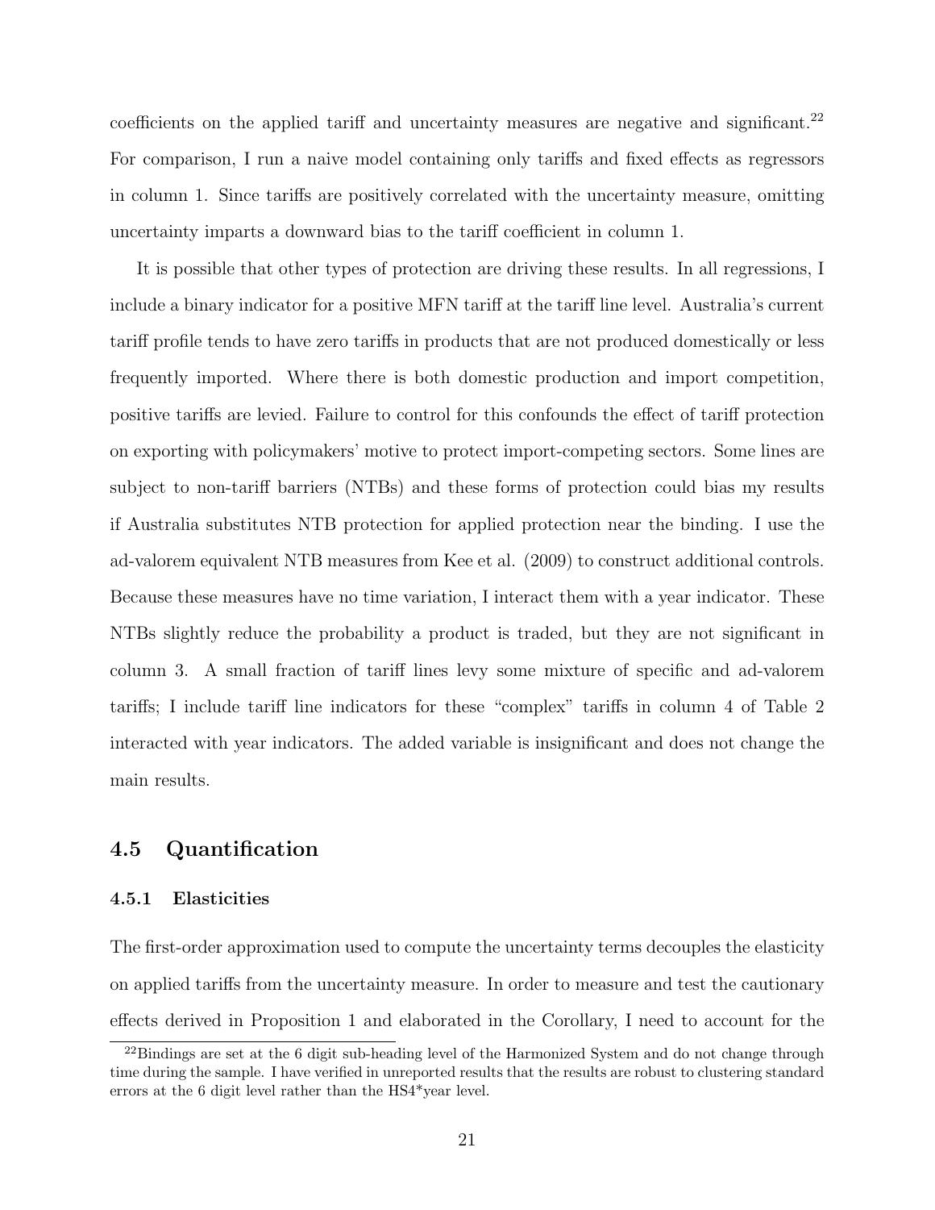coefficients on the applied tariff and uncertainty measures are negative and significant.[22] For comparison, I run a naive model containing only tariffs and fixed effects as regressors in column 1. Since tariffs are positively correlated with the uncertainty measure, omitting uncertainty imparts a downward bias to the tariff coefficient in column 1.

It is possible that other types of protection are driving these results. In all regressions, I include a binary indicator for a positive MFN tariff at the tariff line level. Australia's current tariff profile tends to have zero tariffs in products that are not produced domestically or less frequently imported. Where there is both domestic production and import competition, positive tariffs are levied. Failure to control for this confounds the effect of tariff protection on exporting with policymakers' motive to protect import-competing sectors. Some lines are subject to non-tariff barriers (NTBs) and these forms of protection could bias my results if Australia substitutes NTB protection for applied protection near the binding. I use the ad-valorem equivalent NTB measures from Kee et al. (2009) to construct additional controls. Because these measures have no time variation, I interact them with a year indicator. These NTBs slightly reduce the probability a product is traded, but they are not significant in column 3. A small fraction of tariff lines levy some mixture of specific and ad-valorem tariffs; I include tariff line indicators for these "complex" tariffs in column 4 of Table 2 interacted with year indicators. The added variable is insignificant and does not change the main results.

## 4.5 Quantification

### 4.5.1 Elasticities

The first-order approximation used to compute the uncertainty terms decouples the elasticity on applied tariffs from the uncertainty measure. In order to measure and test the cautionary effects derived in Proposition 1 and elaborated in the Corollary, I need to account for the

[22] Bindings are set at the 6 digit sub-heading level of the Harmonized System and do not change through time during the sample. I have verified in unreported results that the results are robust to clustering standard errors at the 6 digit level rather than the HS4*year level.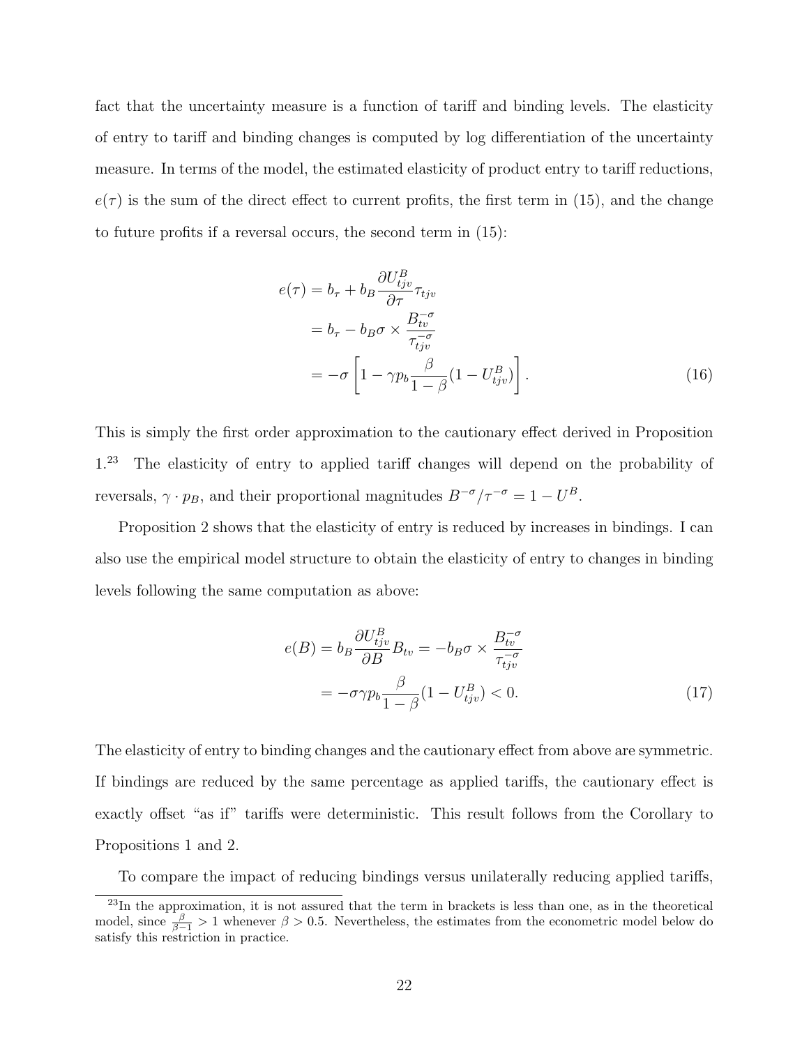fact that the uncertainty measure is a function of tariff and binding levels. The elasticity of entry to tariff and binding changes is computed by log differentiation of the uncertainty measure. In terms of the model, the estimated elasticity of product entry to tariff reductions, $e(\tau)$ is the sum of the direct effect to current profits, the first term in (15), and the change to future profits if a reversal occurs, the second term in (15):

$$
\begin{aligned}
e(\tau) &= b_\tau + b_B \frac{\partial U^B_{tjv}}{\partial \tau} \tau_{tjv} \\
&= b_\tau - b_B \sigma \times \frac{B^{-\sigma}_{tv}}{\tau^{-\sigma}_{tjv}} \\
&= -\sigma \left[ 1 - \gamma p_b \frac{\beta}{1-\beta} (1 - U^B_{tjv}) \right]. \qquad (16)
\end{aligned}
$$

This is simply the first order approximation to the cautionary effect derived in Proposition 1.[23] The elasticity of entry to applied tariff changes will depend on the probability of reversals, $\gamma \cdot p_B$, and their proportional magnitudes $B^{-\sigma}/\tau^{-\sigma} = 1 - U^B$.

Proposition 2 shows that the elasticity of entry is reduced by increases in bindings. I can also use the empirical model structure to obtain the elasticity of entry to changes in binding levels following the same computation as above:

$$
\begin{aligned}
e(B) = b_B \frac{\partial U^B_{tjv}}{\partial B} B_{tv} &= -b_B \sigma \times \frac{B^{-\sigma}_{tv}}{\tau^{-\sigma}_{tjv}} \\
&= -\sigma \gamma p_b \frac{\beta}{1-\beta} (1 - U^B_{tjv}) < 0. \qquad (17)
\end{aligned}
$$

The elasticity of entry to binding changes and the cautionary effect from above are symmetric. If bindings are reduced by the same percentage as applied tariffs, the cautionary effect is exactly offset "as if" tariffs were deterministic. This result follows from the Corollary to Propositions 1 and 2.

To compare the impact of reducing bindings versus unilaterally reducing applied tariffs,

[23] In the approximation, it is not assured that the term in brackets is less than one, as in the theoretical model, since $\frac{\beta}{\beta-1} > 1$ whenever $\beta > 0.5$. Nevertheless, the estimates from the econometric model below do satisfy this restriction in practice.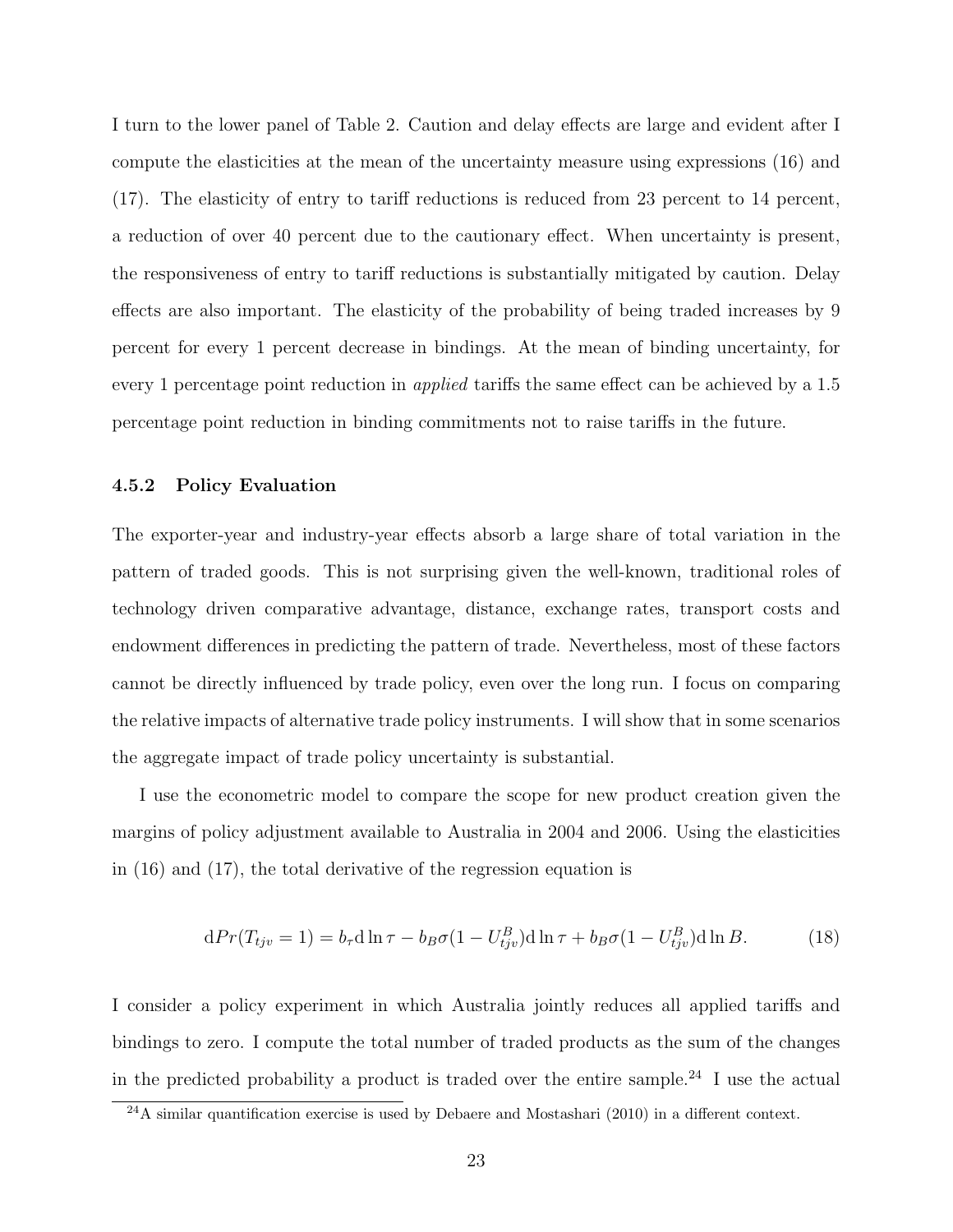I turn to the lower panel of Table 2. Caution and delay effects are large and evident after I compute the elasticities at the mean of the uncertainty measure using expressions (16) and (17). The elasticity of entry to tariff reductions is reduced from 23 percent to 14 percent, a reduction of over 40 percent due to the cautionary effect. When uncertainty is present, the responsiveness of entry to tariff reductions is substantially mitigated by caution. Delay effects are also important. The elasticity of the probability of being traded increases by 9 percent for every 1 percent decrease in bindings. At the mean of binding uncertainty, for every 1 percentage point reduction in *applied* tariffs the same effect can be achieved by a 1.5 percentage point reduction in binding commitments not to raise tariffs in the future.

### 4.5.2 Policy Evaluation

The exporter-year and industry-year effects absorb a large share of total variation in the pattern of traded goods. This is not surprising given the well-known, traditional roles of technology driven comparative advantage, distance, exchange rates, transport costs and endowment differences in predicting the pattern of trade. Nevertheless, most of these factors cannot be directly influenced by trade policy, even over the long run. I focus on comparing the relative impacts of alternative trade policy instruments. I will show that in some scenarios the aggregate impact of trade policy uncertainty is substantial.

I use the econometric model to compare the scope for new product creation given the margins of policy adjustment available to Australia in 2004 and 2006. Using the elasticities in (16) and (17), the total derivative of the regression equation is

$$\mathrm{d}Pr(T_{tjv} = 1) = b_\tau \mathrm{d}\ln\tau - b_B\sigma(1 - U^B_{tjv})\mathrm{d}\ln\tau + b_B\sigma(1 - U^B_{tjv})\mathrm{d}\ln B. \tag{18}$$

I consider a policy experiment in which Australia jointly reduces all applied tariffs and bindings to zero. I compute the total number of traded products as the sum of the changes in the predicted probability a product is traded over the entire sample.[24] I use the actual

[24] A similar quantification exercise is used by Debaere and Mostashari (2010) in a different context.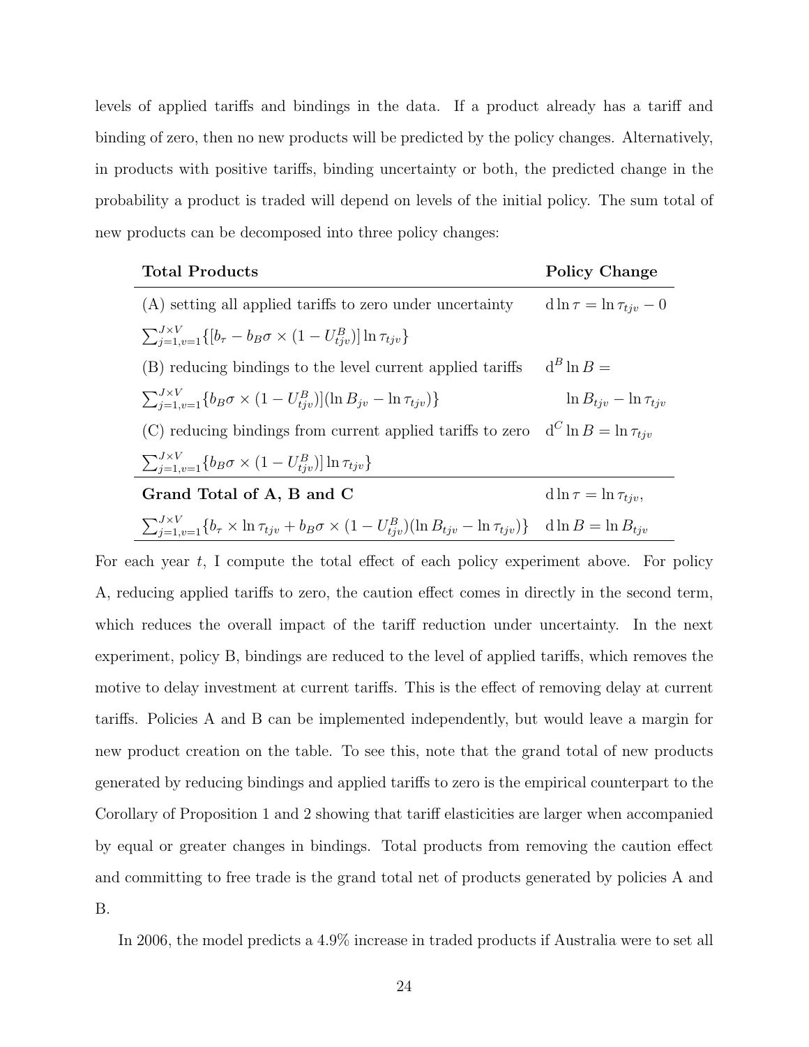levels of applied tariffs and bindings in the data. If a product already has a tariff and binding of zero, then no new products will be predicted by the policy changes. Alternatively, in products with positive tariffs, binding uncertainty or both, the predicted change in the probability a product is traded will depend on levels of the initial policy. The sum total of new products can be decomposed into three policy changes:

| **Total Products** | **Policy Change** |
|---|---|
| (A) setting all applied tariffs to zero under uncertainty | $\mathrm{d}\ln\tau = \ln\tau_{tjv} - 0$ |
| $\sum_{j=1,v=1}^{J\times V}\{[b_\tau - b_B\sigma \times (1-U_{tjv}^B)]\ln\tau_{tjv}\}$ | |
| (B) reducing bindings to the level current applied tariffs | $\mathrm{d}^B\ln B =$ |
| $\sum_{j=1,v=1}^{J\times V}\{b_B\sigma \times (1-U_{tjv}^B)](\ln B_{jv} - \ln\tau_{tjv})\}$ | $\ln B_{tjv} - \ln\tau_{tjv}$ |
| (C) reducing bindings from current applied tariffs to zero | $\mathrm{d}^C\ln B = \ln\tau_{tjv}$ |
| $\sum_{j=1,v=1}^{J\times V}\{b_B\sigma \times (1-U_{tjv}^B)]\ln\tau_{tjv}\}$ | |
| **Grand Total of A, B and C** | $\mathrm{d}\ln\tau = \ln\tau_{tjv}$, |
| $\sum_{j=1,v=1}^{J\times V}\{b_\tau \times \ln\tau_{tjv} + b_B\sigma \times (1-U_{tjv}^B)(\ln B_{tjv} - \ln\tau_{tjv})\}$ | $\mathrm{d}\ln B = \ln B_{tjv}$ |

For each year $t$, I compute the total effect of each policy experiment above. For policy A, reducing applied tariffs to zero, the caution effect comes in directly in the second term, which reduces the overall impact of the tariff reduction under uncertainty. In the next experiment, policy B, bindings are reduced to the level of applied tariffs, which removes the motive to delay investment at current tariffs. This is the effect of removing delay at current tariffs. Policies A and B can be implemented independently, but would leave a margin for new product creation on the table. To see this, note that the grand total of new products generated by reducing bindings and applied tariffs to zero is the empirical counterpart to the Corollary of Proposition 1 and 2 showing that tariff elasticities are larger when accompanied by equal or greater changes in bindings. Total products from removing the caution effect and committing to free trade is the grand total net of products generated by policies A and B.

In 2006, the model predicts a 4.9% increase in traded products if Australia were to set all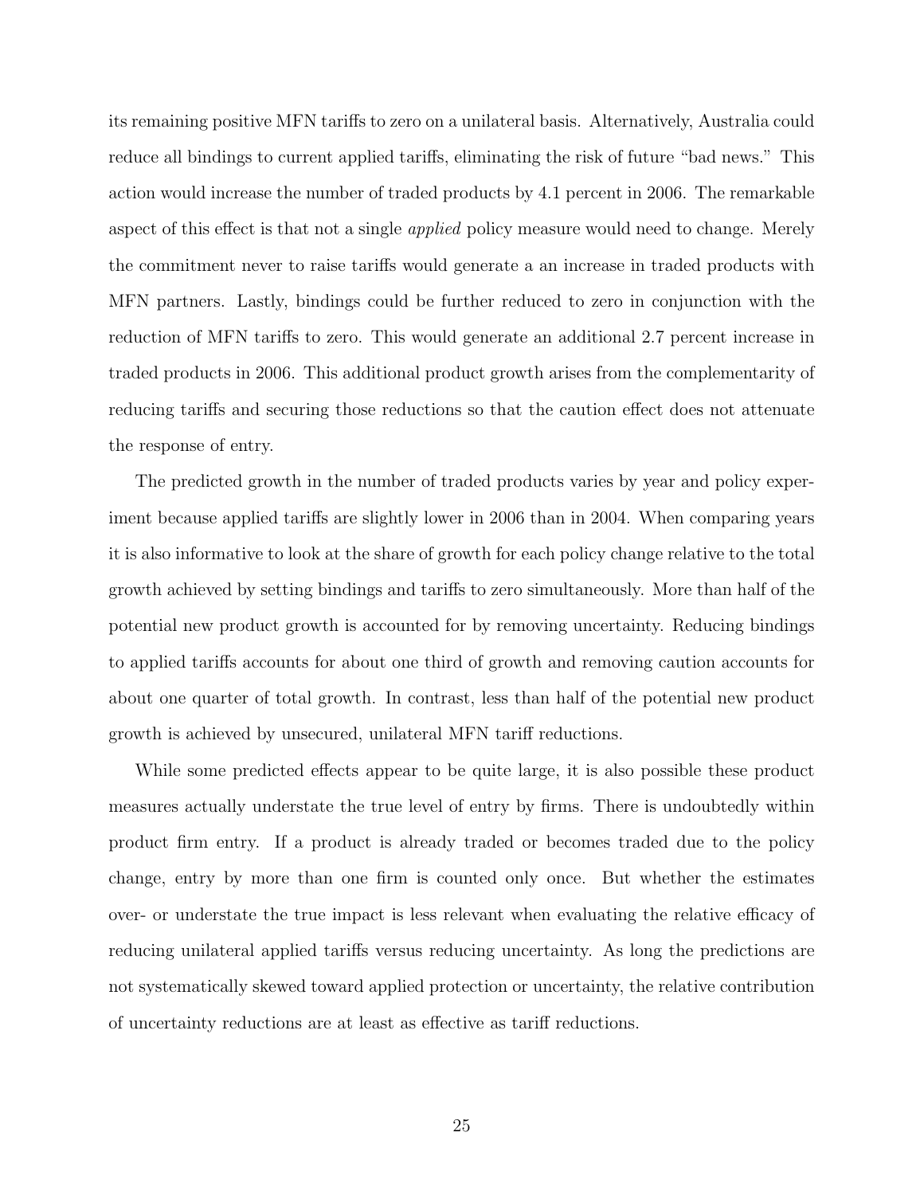its remaining positive MFN tariffs to zero on a unilateral basis. Alternatively, Australia could reduce all bindings to current applied tariffs, eliminating the risk of future "bad news." This action would increase the number of traded products by 4.1 percent in 2006. The remarkable aspect of this effect is that not a single *applied* policy measure would need to change. Merely the commitment never to raise tariffs would generate a an increase in traded products with MFN partners. Lastly, bindings could be further reduced to zero in conjunction with the reduction of MFN tariffs to zero. This would generate an additional 2.7 percent increase in traded products in 2006. This additional product growth arises from the complementarity of reducing tariffs and securing those reductions so that the caution effect does not attenuate the response of entry.

The predicted growth in the number of traded products varies by year and policy experiment because applied tariffs are slightly lower in 2006 than in 2004. When comparing years it is also informative to look at the share of growth for each policy change relative to the total growth achieved by setting bindings and tariffs to zero simultaneously. More than half of the potential new product growth is accounted for by removing uncertainty. Reducing bindings to applied tariffs accounts for about one third of growth and removing caution accounts for about one quarter of total growth. In contrast, less than half of the potential new product growth is achieved by unsecured, unilateral MFN tariff reductions.

While some predicted effects appear to be quite large, it is also possible these product measures actually understate the true level of entry by firms. There is undoubtedly within product firm entry. If a product is already traded or becomes traded due to the policy change, entry by more than one firm is counted only once. But whether the estimates over- or understate the true impact is less relevant when evaluating the relative efficacy of reducing unilateral applied tariffs versus reducing uncertainty. As long the predictions are not systematically skewed toward applied protection or uncertainty, the relative contribution of uncertainty reductions are at least as effective as tariff reductions.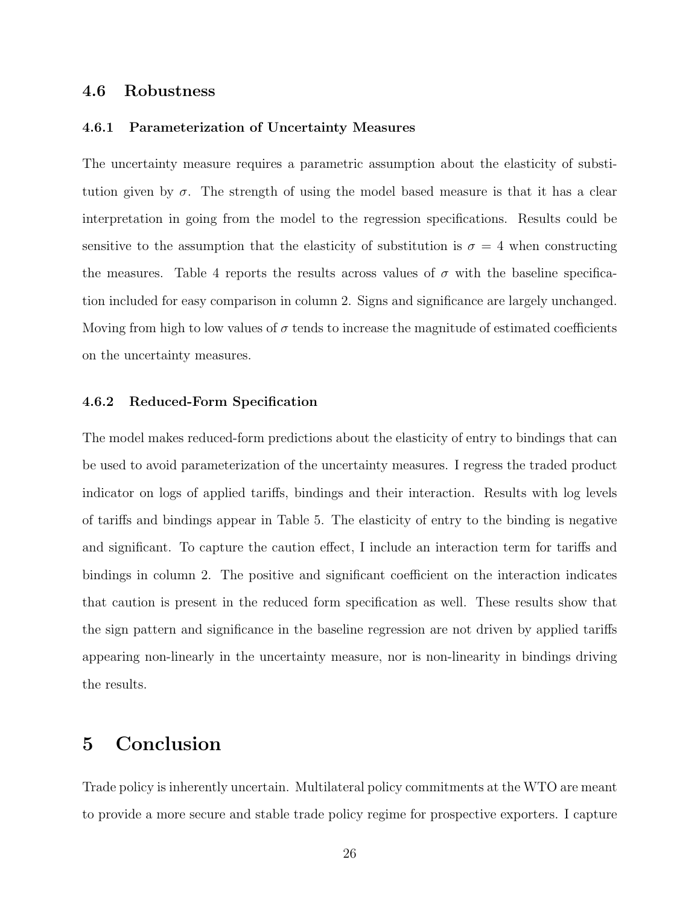### 4.6 Robustness

#### 4.6.1 Parameterization of Uncertainty Measures

The uncertainty measure requires a parametric assumption about the elasticity of substitution given by $\sigma$. The strength of using the model based measure is that it has a clear interpretation in going from the model to the regression specifications. Results could be sensitive to the assumption that the elasticity of substitution is $\sigma = 4$ when constructing the measures. Table 4 reports the results across values of $\sigma$ with the baseline specification included for easy comparison in column 2. Signs and significance are largely unchanged. Moving from high to low values of $\sigma$ tends to increase the magnitude of estimated coefficients on the uncertainty measures.

#### 4.6.2 Reduced-Form Specification

The model makes reduced-form predictions about the elasticity of entry to bindings that can be used to avoid parameterization of the uncertainty measures. I regress the traded product indicator on logs of applied tariffs, bindings and their interaction. Results with log levels of tariffs and bindings appear in Table 5. The elasticity of entry to the binding is negative and significant. To capture the caution effect, I include an interaction term for tariffs and bindings in column 2. The positive and significant coefficient on the interaction indicates that caution is present in the reduced form specification as well. These results show that the sign pattern and significance in the baseline regression are not driven by applied tariffs appearing non-linearly in the uncertainty measure, nor is non-linearity in bindings driving the results.

# 5 Conclusion

Trade policy is inherently uncertain. Multilateral policy commitments at the WTO are meant to provide a more secure and stable trade policy regime for prospective exporters. I capture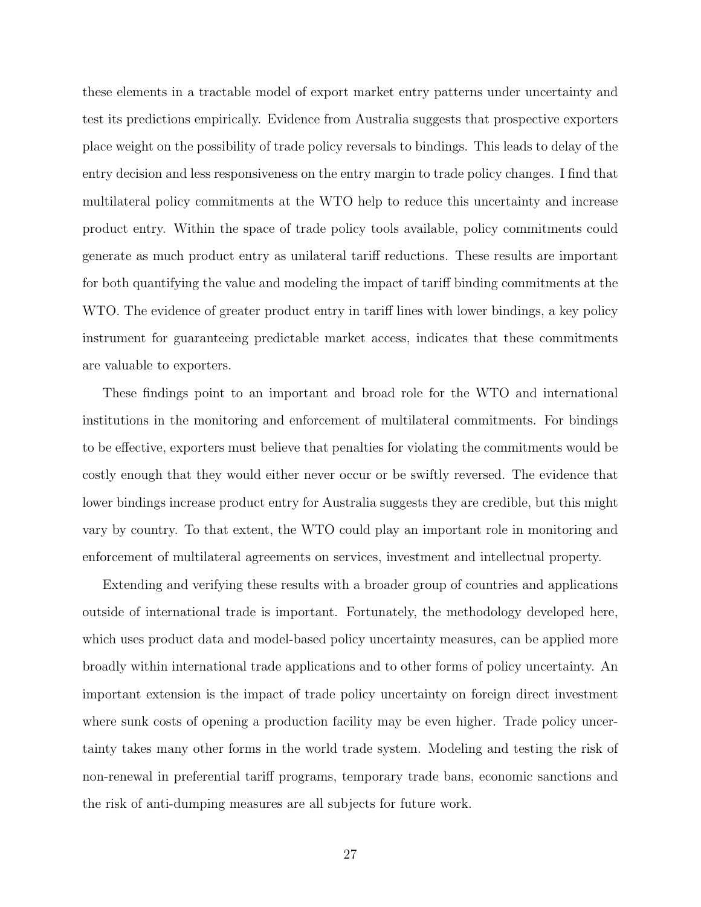these elements in a tractable model of export market entry patterns under uncertainty and test its predictions empirically. Evidence from Australia suggests that prospective exporters place weight on the possibility of trade policy reversals to bindings. This leads to delay of the entry decision and less responsiveness on the entry margin to trade policy changes. I find that multilateral policy commitments at the WTO help to reduce this uncertainty and increase product entry. Within the space of trade policy tools available, policy commitments could generate as much product entry as unilateral tariff reductions. These results are important for both quantifying the value and modeling the impact of tariff binding commitments at the WTO. The evidence of greater product entry in tariff lines with lower bindings, a key policy instrument for guaranteeing predictable market access, indicates that these commitments are valuable to exporters.

These findings point to an important and broad role for the WTO and international institutions in the monitoring and enforcement of multilateral commitments. For bindings to be effective, exporters must believe that penalties for violating the commitments would be costly enough that they would either never occur or be swiftly reversed. The evidence that lower bindings increase product entry for Australia suggests they are credible, but this might vary by country. To that extent, the WTO could play an important role in monitoring and enforcement of multilateral agreements on services, investment and intellectual property.

Extending and verifying these results with a broader group of countries and applications outside of international trade is important. Fortunately, the methodology developed here, which uses product data and model-based policy uncertainty measures, can be applied more broadly within international trade applications and to other forms of policy uncertainty. An important extension is the impact of trade policy uncertainty on foreign direct investment where sunk costs of opening a production facility may be even higher. Trade policy uncertainty takes many other forms in the world trade system. Modeling and testing the risk of non-renewal in preferential tariff programs, temporary trade bans, economic sanctions and the risk of anti-dumping measures are all subjects for future work.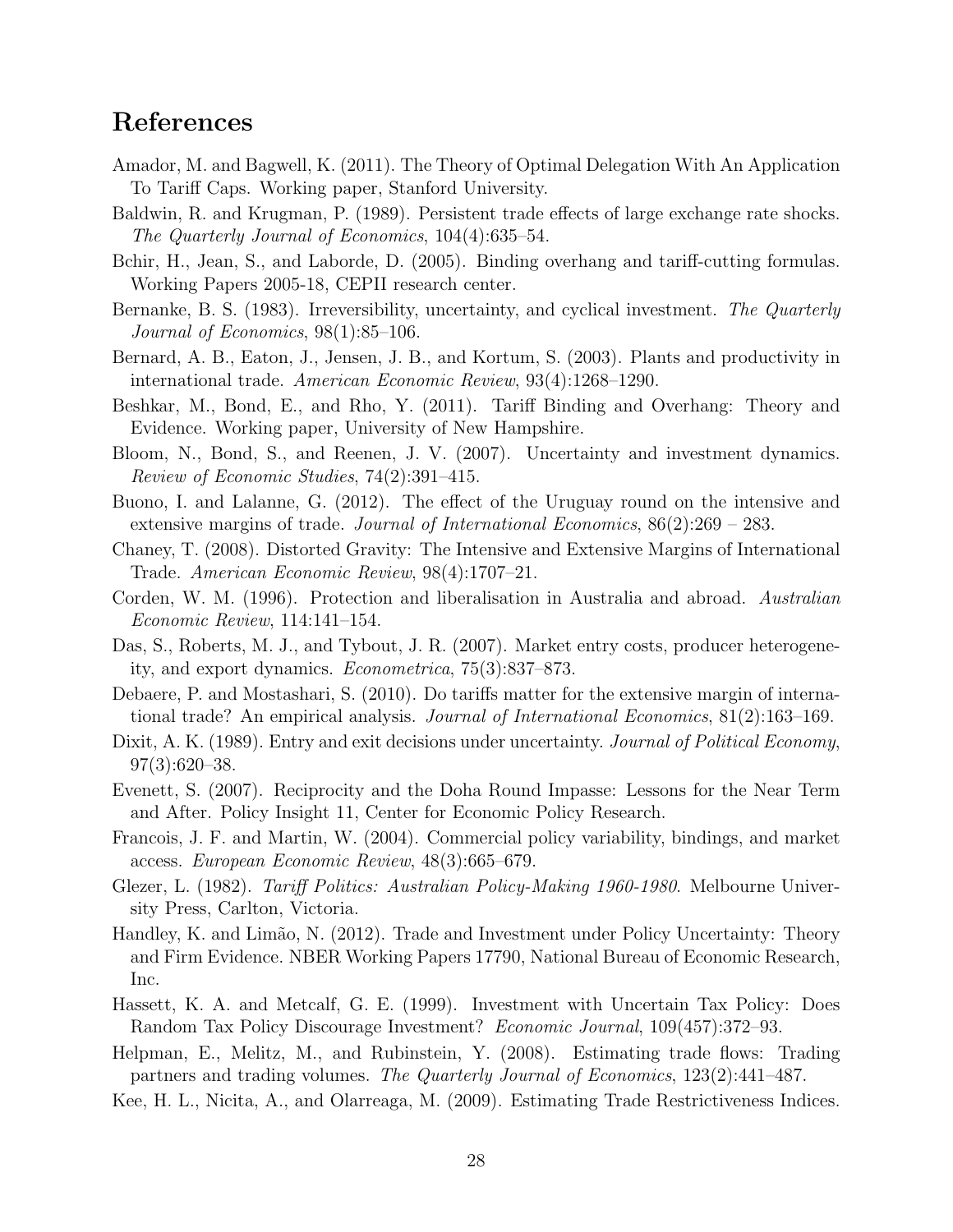## References

Amador, M. and Bagwell, K. (2011). The Theory of Optimal Delegation With An Application To Tariff Caps. Working paper, Stanford University.

Baldwin, R. and Krugman, P. (1989). Persistent trade effects of large exchange rate shocks. *The Quarterly Journal of Economics*, 104(4):635–54.

Bchir, H., Jean, S., and Laborde, D. (2005). Binding overhang and tariff-cutting formulas. Working Papers 2005-18, CEPII research center.

Bernanke, B. S. (1983). Irreversibility, uncertainty, and cyclical investment. *The Quarterly Journal of Economics*, 98(1):85–106.

Bernard, A. B., Eaton, J., Jensen, J. B., and Kortum, S. (2003). Plants and productivity in international trade. *American Economic Review*, 93(4):1268–1290.

Beshkar, M., Bond, E., and Rho, Y. (2011). Tariff Binding and Overhang: Theory and Evidence. Working paper, University of New Hampshire.

Bloom, N., Bond, S., and Reenen, J. V. (2007). Uncertainty and investment dynamics. *Review of Economic Studies*, 74(2):391–415.

Buono, I. and Lalanne, G. (2012). The effect of the Uruguay round on the intensive and extensive margins of trade. *Journal of International Economics*, 86(2):269 – 283.

Chaney, T. (2008). Distorted Gravity: The Intensive and Extensive Margins of International Trade. *American Economic Review*, 98(4):1707–21.

Corden, W. M. (1996). Protection and liberalisation in Australia and abroad. *Australian Economic Review*, 114:141–154.

Das, S., Roberts, M. J., and Tybout, J. R. (2007). Market entry costs, producer heterogeneity, and export dynamics. *Econometrica*, 75(3):837–873.

Debaere, P. and Mostashari, S. (2010). Do tariffs matter for the extensive margin of international trade? An empirical analysis. *Journal of International Economics*, 81(2):163–169.

Dixit, A. K. (1989). Entry and exit decisions under uncertainty. *Journal of Political Economy*, 97(3):620–38.

Evenett, S. (2007). Reciprocity and the Doha Round Impasse: Lessons for the Near Term and After. Policy Insight 11, Center for Economic Policy Research.

Francois, J. F. and Martin, W. (2004). Commercial policy variability, bindings, and market access. *European Economic Review*, 48(3):665–679.

Glezer, L. (1982). *Tariff Politics: Australian Policy-Making 1960-1980*. Melbourne University Press, Carlton, Victoria.

Handley, K. and Limão, N. (2012). Trade and Investment under Policy Uncertainty: Theory and Firm Evidence. NBER Working Papers 17790, National Bureau of Economic Research, Inc.

Hassett, K. A. and Metcalf, G. E. (1999). Investment with Uncertain Tax Policy: Does Random Tax Policy Discourage Investment? *Economic Journal*, 109(457):372–93.

Helpman, E., Melitz, M., and Rubinstein, Y. (2008). Estimating trade flows: Trading partners and trading volumes. *The Quarterly Journal of Economics*, 123(2):441–487.

Kee, H. L., Nicita, A., and Olarreaga, M. (2009). Estimating Trade Restrictiveness Indices.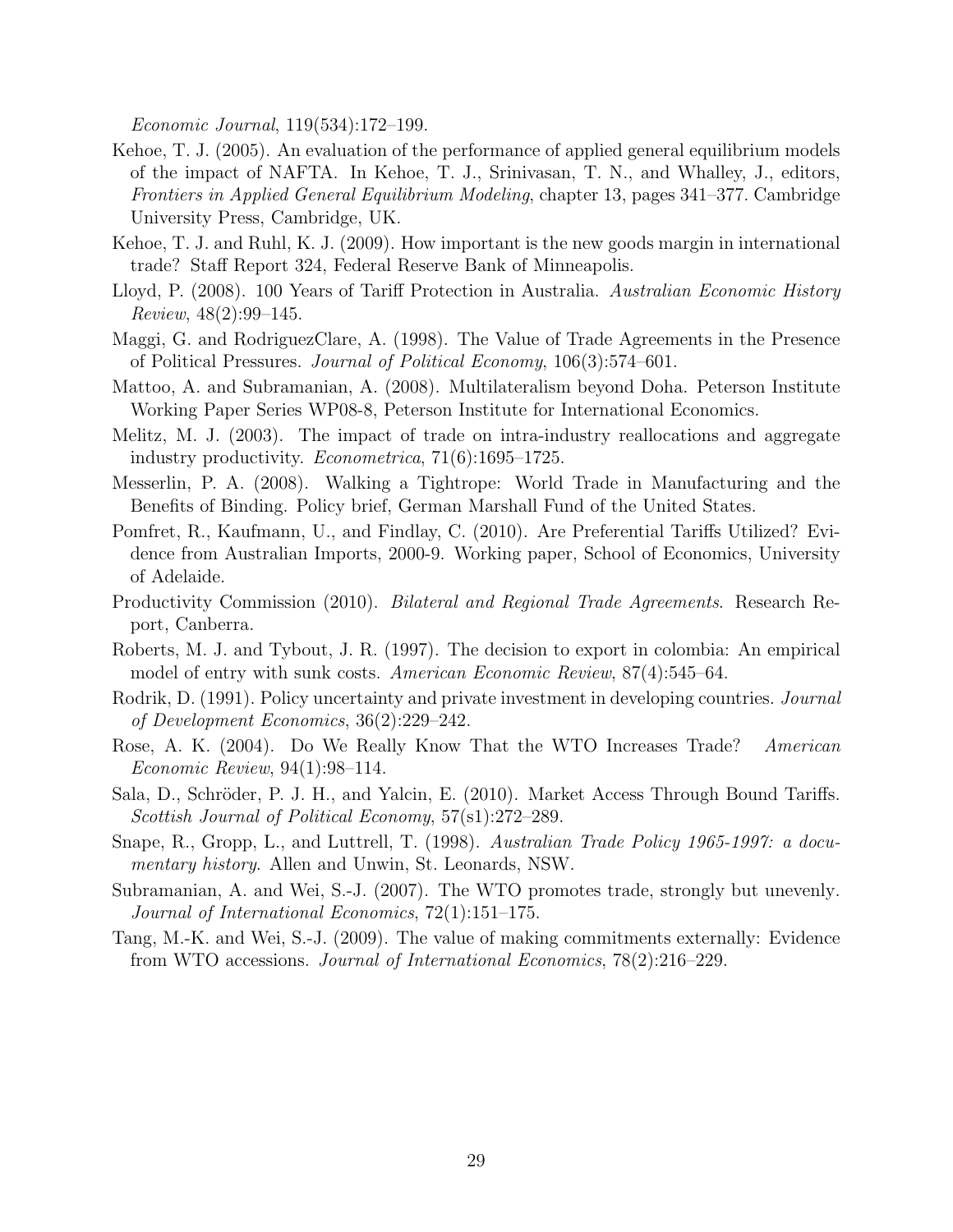*Economic Journal*, 119(534):172–199.

Kehoe, T. J. (2005). An evaluation of the performance of applied general equilibrium models of the impact of NAFTA. In Kehoe, T. J., Srinivasan, T. N., and Whalley, J., editors, *Frontiers in Applied General Equilibrium Modeling*, chapter 13, pages 341–377. Cambridge University Press, Cambridge, UK.

Kehoe, T. J. and Ruhl, K. J. (2009). How important is the new goods margin in international trade? Staff Report 324, Federal Reserve Bank of Minneapolis.

Lloyd, P. (2008). 100 Years of Tariff Protection in Australia. *Australian Economic History Review*, 48(2):99–145.

Maggi, G. and RodriguezClare, A. (1998). The Value of Trade Agreements in the Presence of Political Pressures. *Journal of Political Economy*, 106(3):574–601.

Mattoo, A. and Subramanian, A. (2008). Multilateralism beyond Doha. Peterson Institute Working Paper Series WP08-8, Peterson Institute for International Economics.

Melitz, M. J. (2003). The impact of trade on intra-industry reallocations and aggregate industry productivity. *Econometrica*, 71(6):1695–1725.

Messerlin, P. A. (2008). Walking a Tightrope: World Trade in Manufacturing and the Benefits of Binding. Policy brief, German Marshall Fund of the United States.

Pomfret, R., Kaufmann, U., and Findlay, C. (2010). Are Preferential Tariffs Utilized? Evidence from Australian Imports, 2000-9. Working paper, School of Economics, University of Adelaide.

Productivity Commission (2010). *Bilateral and Regional Trade Agreements*. Research Report, Canberra.

Roberts, M. J. and Tybout, J. R. (1997). The decision to export in colombia: An empirical model of entry with sunk costs. *American Economic Review*, 87(4):545–64.

Rodrik, D. (1991). Policy uncertainty and private investment in developing countries. *Journal of Development Economics*, 36(2):229–242.

Rose, A. K. (2004). Do We Really Know That the WTO Increases Trade? *American Economic Review*, 94(1):98–114.

Sala, D., Schröder, P. J. H., and Yalcin, E. (2010). Market Access Through Bound Tariffs. *Scottish Journal of Political Economy*, 57(s1):272–289.

Snape, R., Gropp, L., and Luttrell, T. (1998). *Australian Trade Policy 1965-1997: a documentary history*. Allen and Unwin, St. Leonards, NSW.

Subramanian, A. and Wei, S.-J. (2007). The WTO promotes trade, strongly but unevenly. *Journal of International Economics*, 72(1):151–175.

Tang, M.-K. and Wei, S.-J. (2009). The value of making commitments externally: Evidence from WTO accessions. *Journal of International Economics*, 78(2):216–229.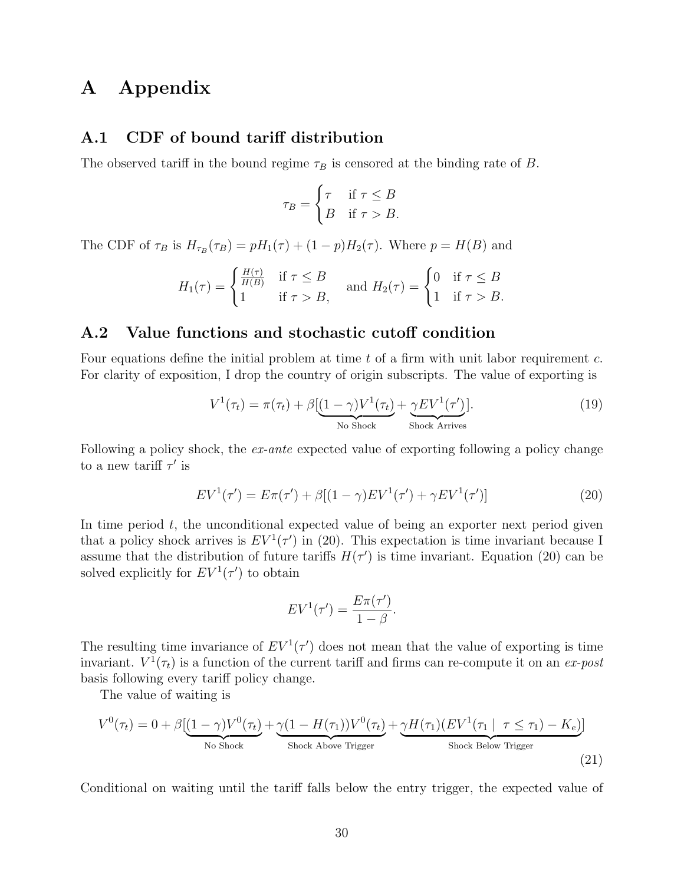# A Appendix

## A.1 CDF of bound tariff distribution

The observed tariff in the bound regime $\tau_B$ is censored at the binding rate of $B$.

$$\tau_B = \begin{cases} \tau & \text{if } \tau \leq B \\ B & \text{if } \tau > B. \end{cases}$$

The CDF of $\tau_B$ is $H_{\tau_B}(\tau_B) = pH_1(\tau) + (1-p)H_2(\tau)$. Where $p = H(B)$ and

$$H_1(\tau) = \begin{cases} \frac{H(\tau)}{H(B)} & \text{if } \tau \leq B \\ 1 & \text{if } \tau > B, \end{cases} \quad \text{and } H_2(\tau) = \begin{cases} 0 & \text{if } \tau \leq B \\ 1 & \text{if } \tau > B. \end{cases}$$

## A.2 Value functions and stochastic cutoff condition

Four equations define the initial problem at time $t$ of a firm with unit labor requirement $c$. For clarity of exposition, I drop the country of origin subscripts. The value of exporting is

$$V^1(\tau_t) = \pi(\tau_t) + \beta[\underbrace{(1-\gamma)V^1(\tau_t)}_{\text{No Shock}} + \underbrace{\gamma EV^1(\tau')}_{\text{Shock Arrives}}]. \tag{19}$$

Following a policy shock, the *ex-ante* expected value of exporting following a policy change to a new tariff $\tau'$ is

$$EV^1(\tau') = E\pi(\tau') + \beta[(1-\gamma)EV^1(\tau') + \gamma EV^1(\tau')] \tag{20}$$

In time period $t$, the unconditional expected value of being an exporter next period given that a policy shock arrives is $EV^1(\tau')$ in (20). This expectation is time invariant because I assume that the distribution of future tariffs $H(\tau')$ is time invariant. Equation (20) can be solved explicitly for $EV^1(\tau')$ to obtain

$$EV^1(\tau') = \frac{E\pi(\tau')}{1-\beta}.$$

The resulting time invariance of $EV^1(\tau')$ does not mean that the value of exporting is time invariant. $V^1(\tau_t)$ is a function of the current tariff and firms can re-compute it on an *ex-post* basis following every tariff policy change.

The value of waiting is

$$V^0(\tau_t) = 0 + \beta[\underbrace{(1-\gamma)V^0(\tau_t)}_{\text{No Shock}} + \underbrace{\gamma(1-H(\tau_1))V^0(\tau_t)}_{\text{Shock Above Trigger}} + \underbrace{\gamma H(\tau_1)(EV^1(\tau_1 \mid \tau \leq \tau_1) - K_e)}_{\text{Shock Below Trigger}}] \tag{21}$$

Conditional on waiting until the tariff falls below the entry trigger, the expected value of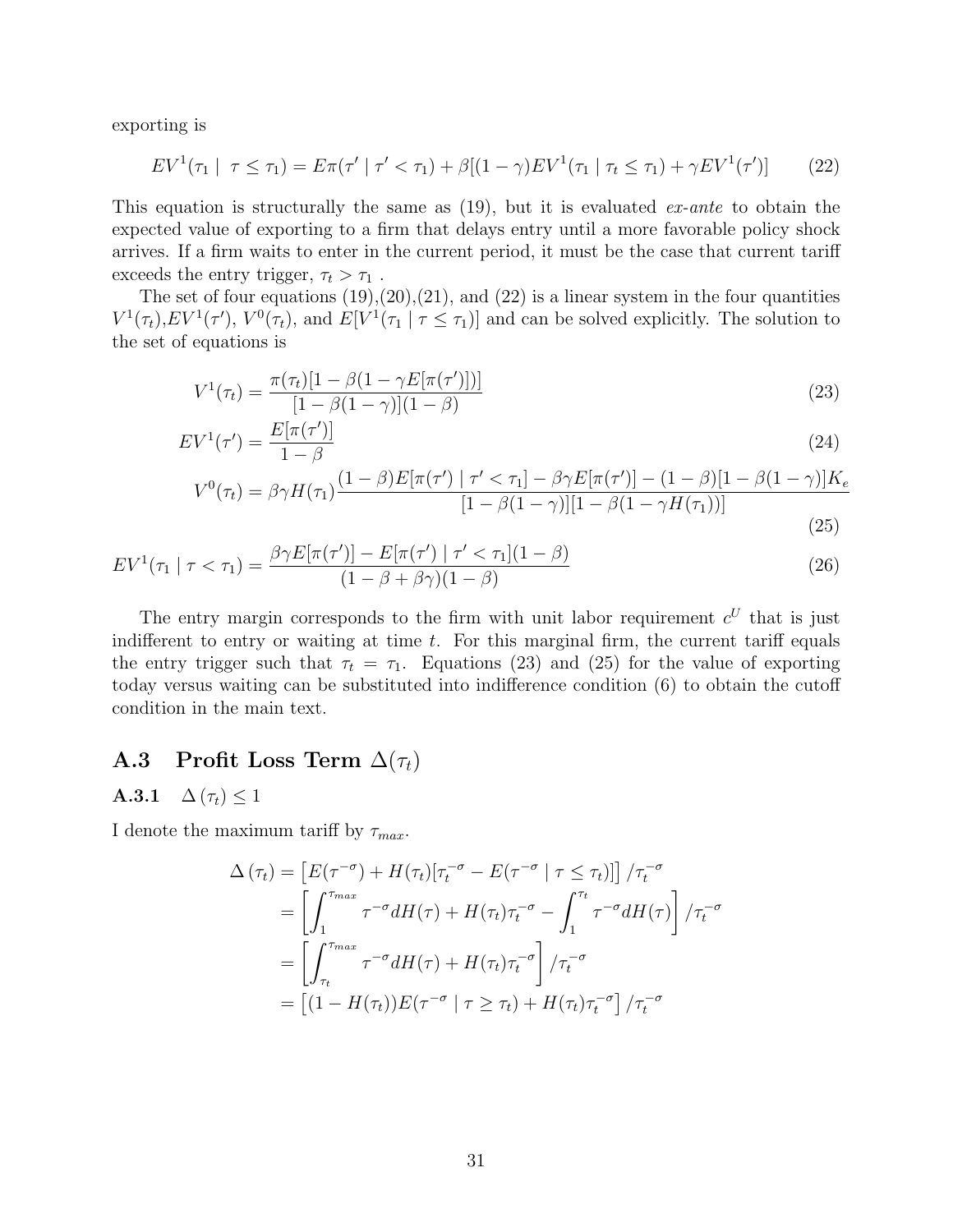exporting is

$$EV^1(\tau_1 \mid \ \tau \leq \tau_1) = E\pi(\tau' \mid \tau' < \tau_1) + \beta[(1-\gamma)EV^1(\tau_1 \mid \tau_t \leq \tau_1) + \gamma EV^1(\tau')] \tag{22}$$

This equation is structurally the same as (19), but it is evaluated *ex-ante* to obtain the expected value of exporting to a firm that delays entry until a more favorable policy shock arrives. If a firm waits to enter in the current period, it must be the case that current tariff exceeds the entry trigger, $\tau_t > \tau_1$ .

The set of four equations (19),(20),(21), and (22) is a linear system in the four quantities $V^1(\tau_t)$,$EV^1(\tau')$, $V^0(\tau_t)$, and $E[V^1(\tau_1 \mid \tau \leq \tau_1)]$ and can be solved explicitly. The solution to the set of equations is

$$V^1(\tau_t) = \frac{\pi(\tau_t)[1-\beta(1-\gamma E[\pi(\tau')])]}{[1-\beta(1-\gamma)](1-\beta)} \tag{23}$$

$$EV^1(\tau') = \frac{E[\pi(\tau')]}{1-\beta} \tag{24}$$

$$V^0(\tau_t) = \beta\gamma H(\tau_1)\frac{(1-\beta)E[\pi(\tau') \mid \tau' < \tau_1] - \beta\gamma E[\pi(\tau')] - (1-\beta)[1-\beta(1-\gamma)]K_e}{[1-\beta(1-\gamma)][1-\beta(1-\gamma H(\tau_1))]} \tag{25}$$

$$EV^1(\tau_1 \mid \tau < \tau_1) = \frac{\beta\gamma E[\pi(\tau')] - E[\pi(\tau') \mid \tau' < \tau_1](1-\beta)}{(1-\beta+\beta\gamma)(1-\beta)} \tag{26}$$

The entry margin corresponds to the firm with unit labor requirement $c^U$ that is just indifferent to entry or waiting at time $t$. For this marginal firm, the current tariff equals the entry trigger such that $\tau_t = \tau_1$. Equations (23) and (25) for the value of exporting today versus waiting can be substituted into indifference condition (6) to obtain the cutoff condition in the main text.

## A.3 Profit Loss Term $\Delta(\tau_t)$

### A.3.1 $\Delta(\tau_t) \leq 1$

I denote the maximum tariff by $\tau_{max}$.

$$\begin{aligned}
\Delta(\tau_t) &= \left[E(\tau^{-\sigma}) + H(\tau_t)[\tau_t^{-\sigma} - E(\tau^{-\sigma} \mid \tau \leq \tau_t)]\right]/\tau_t^{-\sigma} \\
&= \left[\int_1^{\tau_{max}} \tau^{-\sigma} dH(\tau) + H(\tau_t)\tau_t^{-\sigma} - \int_1^{\tau_t} \tau^{-\sigma} dH(\tau)\right]/\tau_t^{-\sigma} \\
&= \left[\int_{\tau_t}^{\tau_{max}} \tau^{-\sigma} dH(\tau) + H(\tau_t)\tau_t^{-\sigma}\right]/\tau_t^{-\sigma} \\
&= \left[(1-H(\tau_t))E(\tau^{-\sigma} \mid \tau \geq \tau_t) + H(\tau_t)\tau_t^{-\sigma}\right]/\tau_t^{-\sigma}
\end{aligned}$$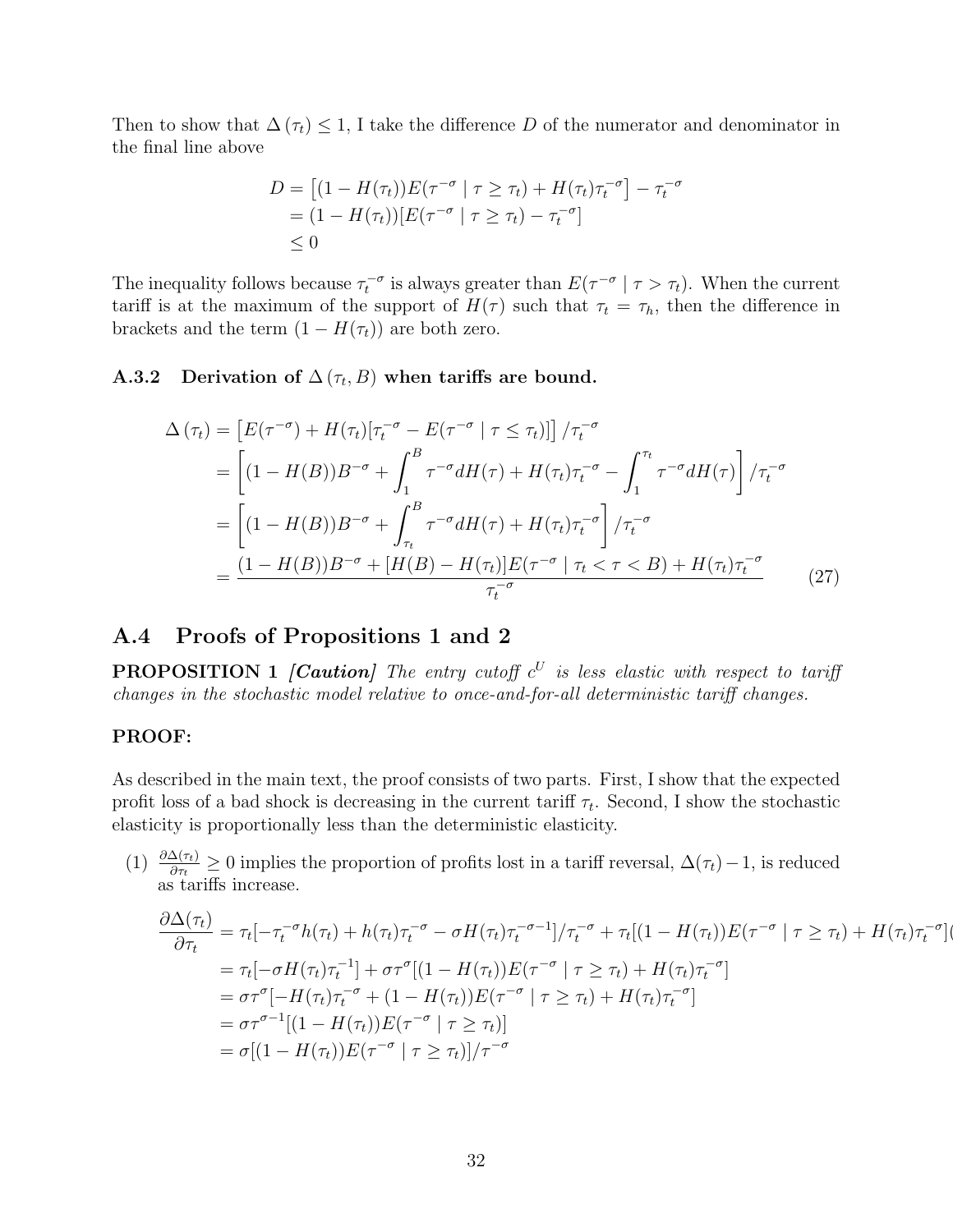Then to show that $\Delta(\tau_t) \leq 1$, I take the difference $D$ of the numerator and denominator in the final line above

$$
\begin{aligned}
D &= \left[(1 - H(\tau_t))E(\tau^{-\sigma} \mid \tau \geq \tau_t) + H(\tau_t)\tau_t^{-\sigma}\right] - \tau_t^{-\sigma} \\
&= (1 - H(\tau_t))[E(\tau^{-\sigma} \mid \tau \geq \tau_t) - \tau_t^{-\sigma}] \\
&\leq 0
\end{aligned}
$$

The inequality follows because $\tau_t^{-\sigma}$ is always greater than $E(\tau^{-\sigma} \mid \tau > \tau_t)$. When the current tariff is at the maximum of the support of $H(\tau)$ such that $\tau_t = \tau_h$, then the difference in brackets and the term $(1 - H(\tau_t))$ are both zero.

### A.3.2 Derivation of $\Delta(\tau_t, B)$ when tariffs are bound.

$$
\begin{aligned}
\Delta(\tau_t) &= \left[E(\tau^{-\sigma}) + H(\tau_t)[\tau_t^{-\sigma} - E(\tau^{-\sigma} \mid \tau \leq \tau_t)]\right] / \tau_t^{-\sigma} \\
&= \left[(1 - H(B))B^{-\sigma} + \int_1^B \tau^{-\sigma} dH(\tau) + H(\tau_t)\tau_t^{-\sigma} - \int_1^{\tau_t} \tau^{-\sigma} dH(\tau)\right] / \tau_t^{-\sigma} \\
&= \left[(1 - H(B))B^{-\sigma} + \int_{\tau_t}^B \tau^{-\sigma} dH(\tau) + H(\tau_t)\tau_t^{-\sigma}\right] / \tau_t^{-\sigma} \\
&= \frac{(1 - H(B))B^{-\sigma} + [H(B) - H(\tau_t)]E(\tau^{-\sigma} \mid \tau_t < \tau < B) + H(\tau_t)\tau_t^{-\sigma}}{\tau_t^{-\sigma}} \qquad (27)
\end{aligned}
$$

## A.4 Proofs of Propositions 1 and 2

**PROPOSITION 1** ***[Caution]*** *The entry cutoff $c^U$ is less elastic with respect to tariff changes in the stochastic model relative to once-and-for-all deterministic tariff changes.*

**PROOF:**

As described in the main text, the proof consists of two parts. First, I show that the expected profit loss of a bad shock is decreasing in the current tariff $\tau_t$. Second, I show the stochastic elasticity is proportionally less than the deterministic elasticity.

(1) $\frac{\partial \Delta(\tau_t)}{\partial \tau_t} \geq 0$ implies the proportion of profits lost in a tariff reversal, $\Delta(\tau_t) - 1$, is reduced as tariffs increase.

$$
\begin{aligned}
\frac{\partial \Delta(\tau_t)}{\partial \tau_t} &= \tau_t[-\tau_t^{-\sigma} h(\tau_t) + h(\tau_t)\tau_t^{-\sigma} - \sigma H(\tau_t)\tau_t^{-\sigma-1}] / \tau_t^{-\sigma} + \tau_t[(1 - H(\tau_t))E(\tau^{-\sigma} \mid \tau \geq \tau_t) + H(\tau_t)\tau_t^{-\sigma}]( \\
&= \tau_t[-\sigma H(\tau_t)\tau_t^{-1}] + \sigma\tau^{\sigma}[(1 - H(\tau_t))E(\tau^{-\sigma} \mid \tau \geq \tau_t) + H(\tau_t)\tau_t^{-\sigma}] \\
&= \sigma\tau^{\sigma}[-H(\tau_t)\tau_t^{-\sigma} + (1 - H(\tau_t))E(\tau^{-\sigma} \mid \tau \geq \tau_t) + H(\tau_t)\tau_t^{-\sigma}] \\
&= \sigma\tau^{\sigma-1}[(1 - H(\tau_t))E(\tau^{-\sigma} \mid \tau \geq \tau_t)] \\
&= \sigma[(1 - H(\tau_t))E(\tau^{-\sigma} \mid \tau \geq \tau_t)] / \tau^{-\sigma}
\end{aligned}
$$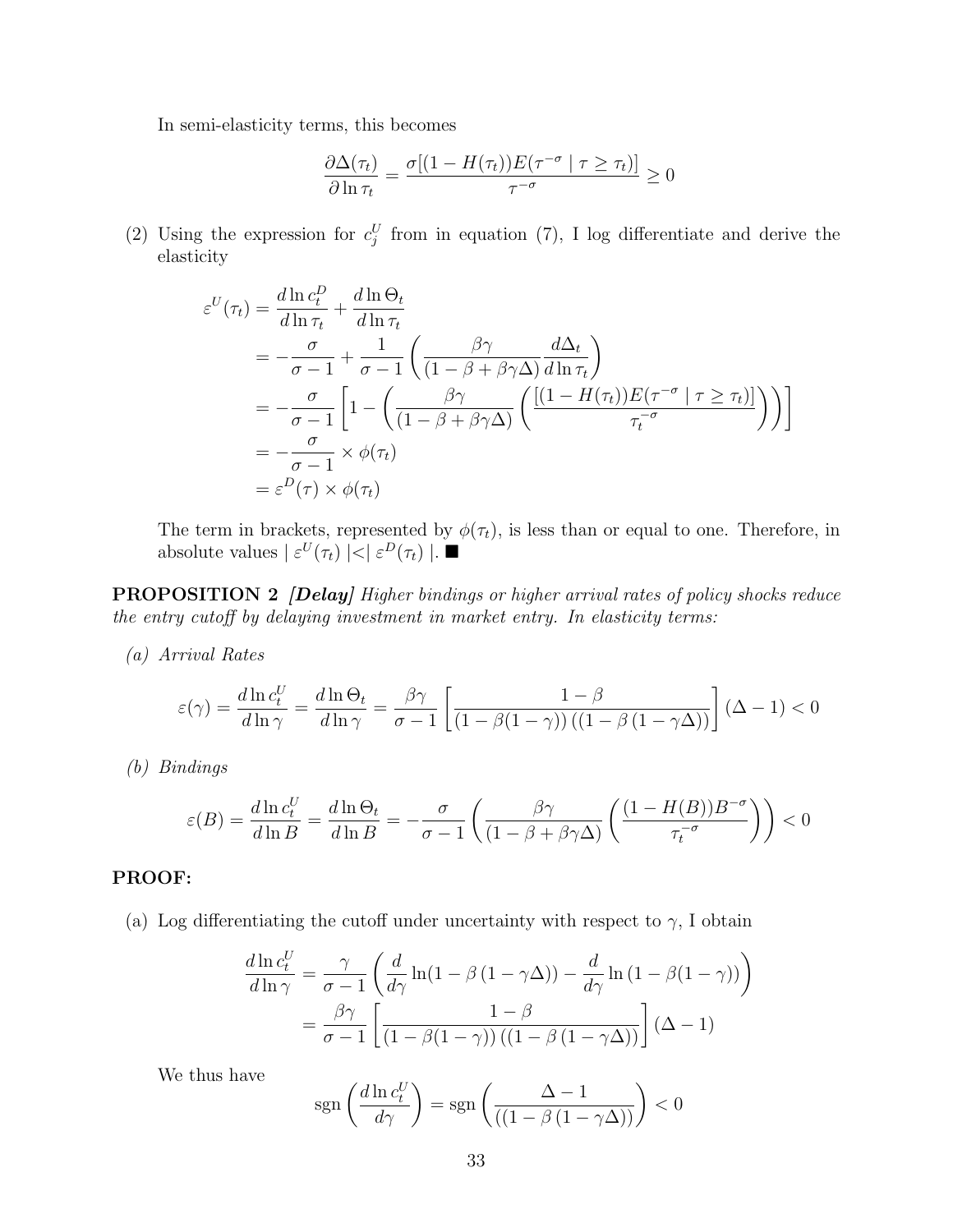In semi-elasticity terms, this becomes

$$\frac{\partial \Delta(\tau_t)}{\partial \ln \tau_t} = \frac{\sigma[(1 - H(\tau_t))E(\tau^{-\sigma} \mid \tau \geq \tau_t)]}{\tau^{-\sigma}} \geq 0$$

(2) Using the expression for $c_j^U$ from in equation (7), I log differentiate and derive the elasticity

$$\begin{aligned}
\varepsilon^U(\tau_t) &= \frac{d \ln c_t^D}{d \ln \tau_t} + \frac{d \ln \Theta_t}{d \ln \tau_t} \\
&= -\frac{\sigma}{\sigma - 1} + \frac{1}{\sigma - 1}\left(\frac{\beta\gamma}{(1 - \beta + \beta\gamma\Delta)} \frac{d\Delta_t}{d \ln \tau_t}\right) \\
&= -\frac{\sigma}{\sigma - 1}\left[1 - \left(\frac{\beta\gamma}{(1 - \beta + \beta\gamma\Delta)}\left(\frac{[(1 - H(\tau_t))E(\tau^{-\sigma} \mid \tau \geq \tau_t)]}{\tau_t^{-\sigma}}\right)\right)\right] \\
&= -\frac{\sigma}{\sigma - 1} \times \phi(\tau_t) \\
&= \varepsilon^D(\tau) \times \phi(\tau_t)
\end{aligned}$$

The term in brackets, represented by $\phi(\tau_t)$, is less than or equal to one. Therefore, in absolute values $\mid \varepsilon^U(\tau_t) \mid < \mid \varepsilon^D(\tau_t) \mid$. ■

**PROPOSITION 2** ***[Delay]*** *Higher bindings or higher arrival rates of policy shocks reduce the entry cutoff by delaying investment in market entry. In elasticity terms:*

*(a) Arrival Rates*

$$\varepsilon(\gamma) = \frac{d \ln c_t^U}{d \ln \gamma} = \frac{d \ln \Theta_t}{d \ln \gamma} = \frac{\beta\gamma}{\sigma - 1}\left[\frac{1 - \beta}{(1 - \beta(1 - \gamma))\left((1 - \beta\left(1 - \gamma\Delta\right)\right)}\right](\Delta - 1) < 0$$

*(b) Bindings*

$$\varepsilon(B) = \frac{d \ln c_t^U}{d \ln B} = \frac{d \ln \Theta_t}{d \ln B} = -\frac{\sigma}{\sigma - 1}\left(\frac{\beta\gamma}{(1 - \beta + \beta\gamma\Delta)}\left(\frac{(1 - H(B))B^{-\sigma}}{\tau_t^{-\sigma}}\right)\right) < 0$$

**PROOF:**

(a) Log differentiating the cutoff under uncertainty with respect to $\gamma$, I obtain

$$\begin{aligned}
\frac{d \ln c_t^U}{d \ln \gamma} &= \frac{\gamma}{\sigma - 1}\left(\frac{d}{d\gamma}\ln(1 - \beta\left(1 - \gamma\Delta\right)) - \frac{d}{d\gamma}\ln\left(1 - \beta(1 - \gamma)\right)\right) \\
&= \frac{\beta\gamma}{\sigma - 1}\left[\frac{1 - \beta}{(1 - \beta(1 - \gamma))\left((1 - \beta\left(1 - \gamma\Delta\right)\right)}\right](\Delta - 1)
\end{aligned}$$

We thus have

$$\text{sgn}\left(\frac{d \ln c_t^U}{d\gamma}\right) = \text{sgn}\left(\frac{\Delta - 1}{\left((1 - \beta\left(1 - \gamma\Delta\right)\right)}\right) < 0$$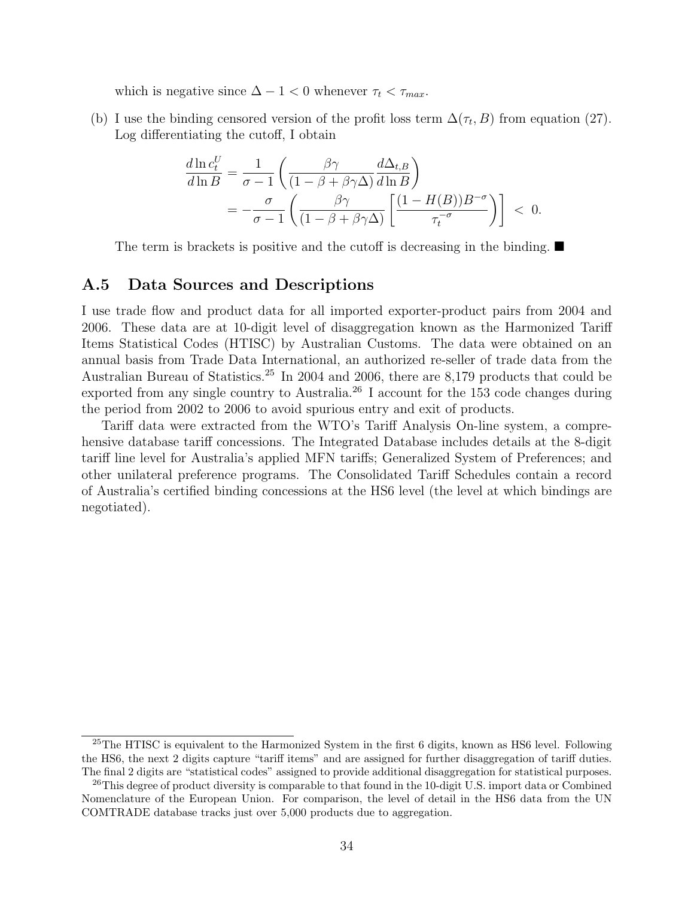which is negative since $\Delta - 1 < 0$ whenever $\tau_t < \tau_{max}$.

(b) I use the binding censored version of the profit loss term $\Delta(\tau_t, B)$ from equation (27). Log differentiating the cutoff, I obtain

$$\frac{d \ln c_t^U}{d \ln B} = \frac{1}{\sigma - 1}\left(\frac{\beta\gamma}{(1-\beta+\beta\gamma\Delta)}\frac{d\Delta_{t,B}}{d \ln B}\right)$$
$$= -\frac{\sigma}{\sigma - 1}\left(\frac{\beta\gamma}{(1-\beta+\beta\gamma\Delta)}\left[\frac{(1-H(B))B^{-\sigma}}{\tau_t^{-\sigma}}\right)\right] \; < \; 0.$$

The term is brackets is positive and the cutoff is decreasing in the binding. ■

## A.5 Data Sources and Descriptions

I use trade flow and product data for all imported exporter-product pairs from 2004 and 2006. These data are at 10-digit level of disaggregation known as the Harmonized Tariff Items Statistical Codes (HTISC) by Australian Customs. The data were obtained on an annual basis from Trade Data International, an authorized re-seller of trade data from the Australian Bureau of Statistics.[25] In 2004 and 2006, there are 8,179 products that could be exported from any single country to Australia.[26] I account for the 153 code changes during the period from 2002 to 2006 to avoid spurious entry and exit of products.

Tariff data were extracted from the WTO's Tariff Analysis On-line system, a comprehensive database tariff concessions. The Integrated Database includes details at the 8-digit tariff line level for Australia's applied MFN tariffs; Generalized System of Preferences; and other unilateral preference programs. The Consolidated Tariff Schedules contain a record of Australia's certified binding concessions at the HS6 level (the level at which bindings are negotiated).

---

[25] The HTISC is equivalent to the Harmonized System in the first 6 digits, known as HS6 level. Following the HS6, the next 2 digits capture "tariff items" and are assigned for further disaggregation of tariff duties. The final 2 digits are "statistical codes" assigned to provide additional disaggregation for statistical purposes.

[26] This degree of product diversity is comparable to that found in the 10-digit U.S. import data or Combined Nomenclature of the European Union. For comparison, the level of detail in the HS6 data from the UN COMTRADE database tracks just over 5,000 products due to aggregation.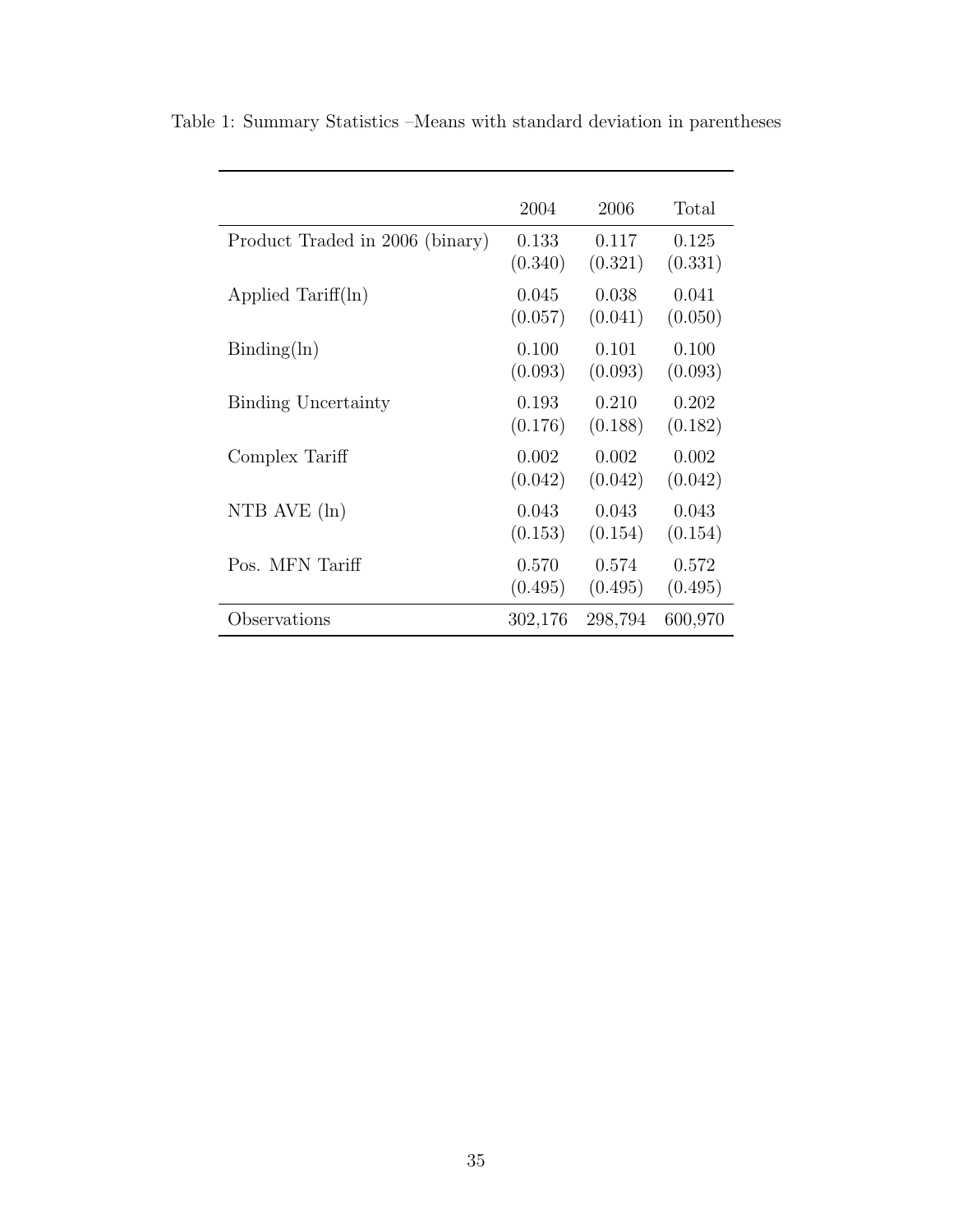Table 1: Summary Statistics –Means with standard deviation in parentheses

| | 2004 | 2006 | Total |
|---|---|---|---|
| Product Traded in 2006 (binary) | 0.133 | 0.117 | 0.125 |
| | (0.340) | (0.321) | (0.331) |
| Applied Tariff(ln) | 0.045 | 0.038 | 0.041 |
| | (0.057) | (0.041) | (0.050) |
| Binding(ln) | 0.100 | 0.101 | 0.100 |
| | (0.093) | (0.093) | (0.093) |
| Binding Uncertainty | 0.193 | 0.210 | 0.202 |
| | (0.176) | (0.188) | (0.182) |
| Complex Tariff | 0.002 | 0.002 | 0.002 |
| | (0.042) | (0.042) | (0.042) |
| NTB AVE (ln) | 0.043 | 0.043 | 0.043 |
| | (0.153) | (0.154) | (0.154) |
| Pos. MFN Tariff | 0.570 | 0.574 | 0.572 |
| | (0.495) | (0.495) | (0.495) |
| Observations | 302,176 | 298,794 | 600,970 |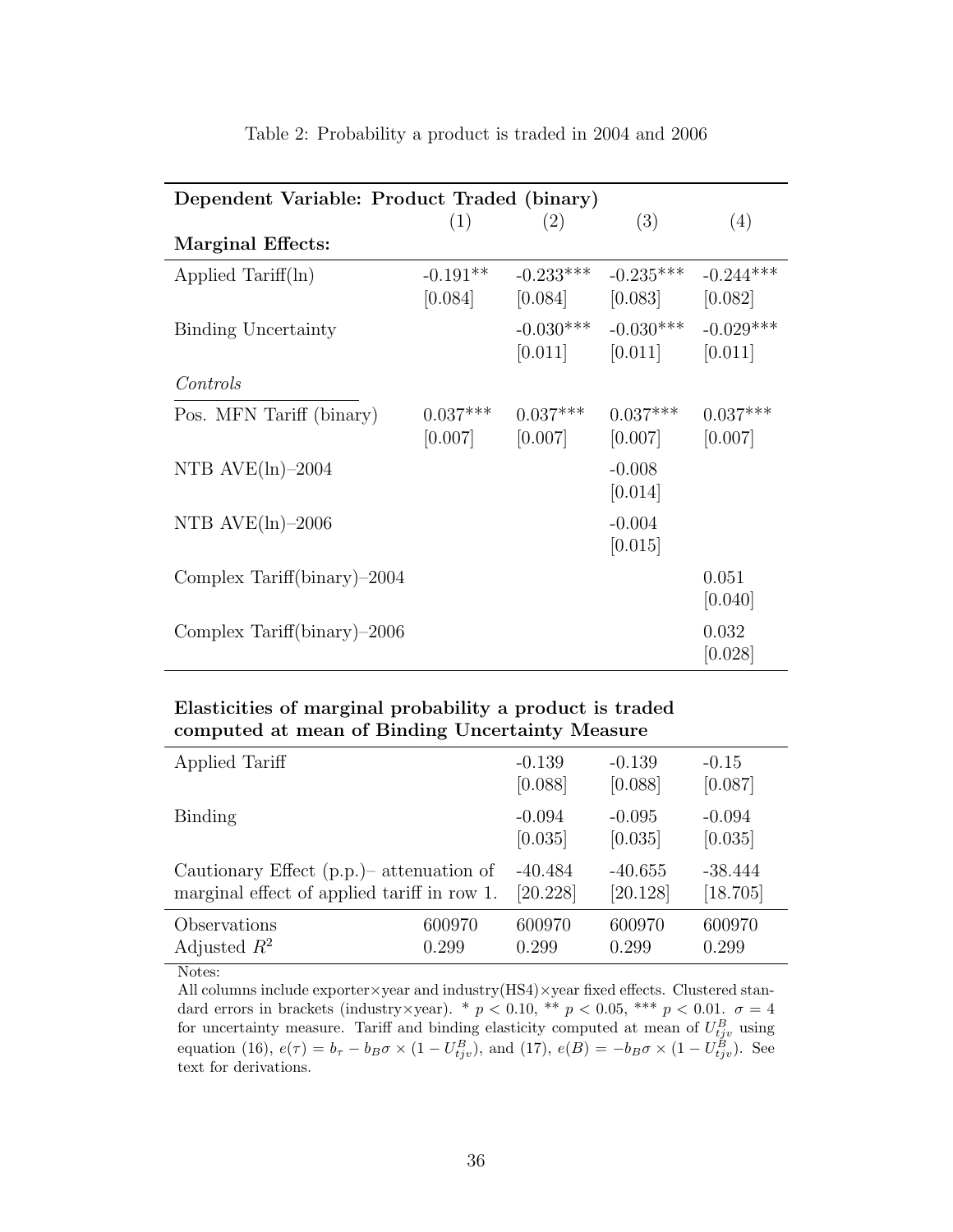Table 2: Probability a product is traded in 2004 and 2006

| **Dependent Variable: Product Traded (binary)** | (1) | (2) | (3) | (4) |
|---|---|---|---|---|
| **Marginal Effects:** | | | | |
| Applied Tariff(ln) | -0.191** | -0.233*** | -0.235*** | -0.244*** |
| | [0.084] | [0.084] | [0.083] | [0.082] |
| Binding Uncertainty | | -0.030*** | -0.030*** | -0.029*** |
| | | [0.011] | [0.011] | [0.011] |
| *Controls* | | | | |
| Pos. MFN Tariff (binary) | 0.037*** | 0.037*** | 0.037*** | 0.037*** |
| | [0.007] | [0.007] | [0.007] | [0.007] |
| NTB AVE(ln)–2004 | | | -0.008 | |
| | | | [0.014] | |
| NTB AVE(ln)–2006 | | | -0.004 | |
| | | | [0.015] | |
| Complex Tariff(binary)–2004 | | | | 0.051 |
| | | | | [0.040] |
| Complex Tariff(binary)–2006 | | | | 0.032 |
| | | | | [0.028] |
| **Elasticities of marginal probability a product is traded computed at mean of Binding Uncertainty Measure** | | | | |
| Applied Tariff | | -0.139 | -0.139 | -0.15 |
| | | [0.088] | [0.088] | [0.087] |
| Binding | | -0.094 | -0.095 | -0.094 |
| | | [0.035] | [0.035] | [0.035] |
| Cautionary Effect (p.p.)– attenuation of marginal effect of applied tariff in row 1. | | -40.484 | -40.655 | -38.444 |
| | | [20.228] | [20.128] | [18.705] |
| Observations | 600970 | 600970 | 600970 | 600970 |
| Adjusted $R^2$ | 0.299 | 0.299 | 0.299 | 0.299 |

Notes:
All columns include exporter×year and industry(HS4)×year fixed effects. Clustered standard errors in brackets (industry×year). * $p < 0.10$, ** $p < 0.05$, *** $p < 0.01$. $\sigma = 4$ for uncertainty measure. Tariff and binding elasticity computed at mean of $U^B_{tjv}$ using equation (16), $e(\tau) = b_\tau - b_B\sigma \times (1 - U^B_{tjv})$, and (17), $e(B) = -b_B\sigma \times (1 - U^B_{tjv})$. See text for derivations.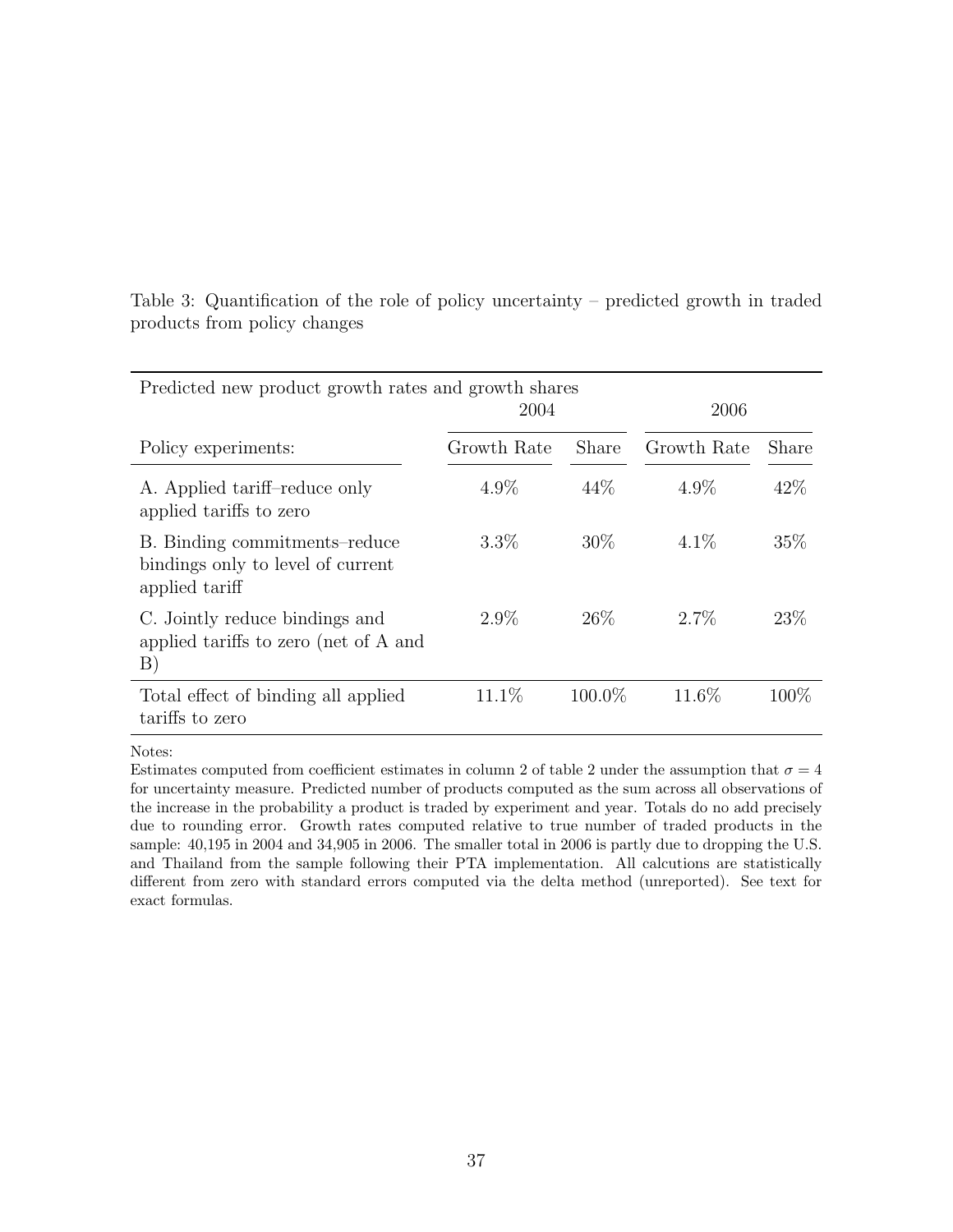Table 3: Quantification of the role of policy uncertainty – predicted growth in traded products from policy changes

| Predicted new product growth rates and growth shares | 2004 | | 2006 | |
|---|---|---|---|---|
| Policy experiments: | Growth Rate | Share | Growth Rate | Share |
| A. Applied tariff–reduce only applied tariffs to zero | 4.9% | 44% | 4.9% | 42% |
| B. Binding commitments–reduce bindings only to level of current applied tariff | 3.3% | 30% | 4.1% | 35% |
| C. Jointly reduce bindings and applied tariffs to zero (net of A and B) | 2.9% | 26% | 2.7% | 23% |
| Total effect of binding all applied tariffs to zero | 11.1% | 100.0% | 11.6% | 100% |

Notes:
Estimates computed from coefficient estimates in column 2 of table 2 under the assumption that $\sigma = 4$ for uncertainty measure. Predicted number of products computed as the sum across all observations of the increase in the probability a product is traded by experiment and year. Totals do no add precisely due to rounding error. Growth rates computed relative to true number of traded products in the sample: 40,195 in 2004 and 34,905 in 2006. The smaller total in 2006 is partly due to dropping the U.S. and Thailand from the sample following their PTA implementation. All calcutions are statistically different from zero with standard errors computed via the delta method (unreported). See text for exact formulas.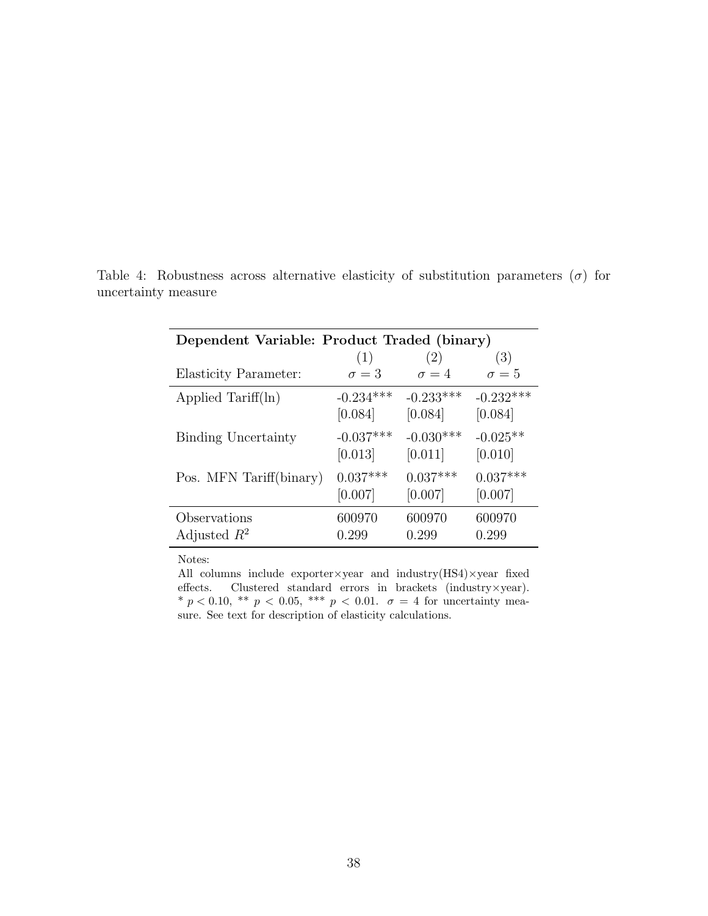Table 4: Robustness across alternative elasticity of substitution parameters ($\sigma$) for uncertainty measure

| **Dependent Variable: Product Traded (binary)** | | | |
|---|---|---|---|
| | (1) | (2) | (3) |
| Elasticity Parameter: | $\sigma = 3$ | $\sigma = 4$ | $\sigma = 5$ |
| Applied Tariff(ln) | -0.234*** | -0.233*** | -0.232*** |
| | [0.084] | [0.084] | [0.084] |
| Binding Uncertainty | -0.037*** | -0.030*** | -0.025** |
| | [0.013] | [0.011] | [0.010] |
| Pos. MFN Tariff(binary) | 0.037*** | 0.037*** | 0.037*** |
| | [0.007] | [0.007] | [0.007] |
| Observations | 600970 | 600970 | 600970 |
| Adjusted $R^2$ | 0.299 | 0.299 | 0.299 |

Notes:
All columns include exporter×year and industry(HS4)×year fixed effects. Clustered standard errors in brackets (industry×year). * $p < 0.10$, ** $p < 0.05$, *** $p < 0.01$. $\sigma = 4$ for uncertainty measure. See text for description of elasticity calculations.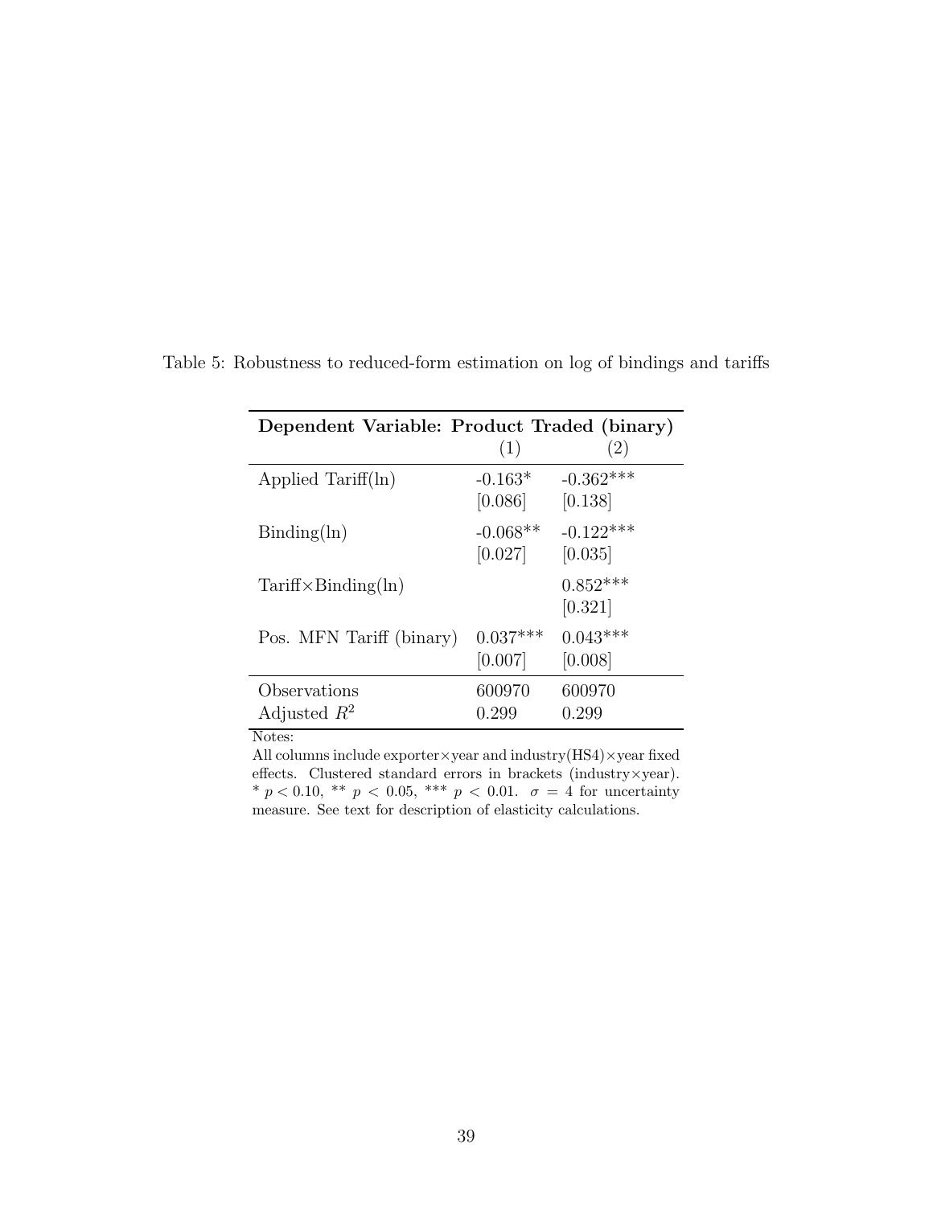Table 5: Robustness to reduced-form estimation on log of bindings and tariffs

| Dependent Variable: Product Traded (binary) | (1) | (2) |
|---|---|---|
| Applied Tariff(ln) | -0.163* | -0.362*** |
| | [0.086] | [0.138] |
| Binding(ln) | -0.068** | -0.122*** |
| | [0.027] | [0.035] |
| Tariff×Binding(ln) | | 0.852*** |
| | | [0.321] |
| Pos. MFN Tariff (binary) | 0.037*** | 0.043*** |
| | [0.007] | [0.008] |
| Observations | 600970 | 600970 |
| Adjusted $R^2$ | 0.299 | 0.299 |

Notes:
All columns include exporter×year and industry(HS4)×year fixed effects. Clustered standard errors in brackets (industry×year). * $p < 0.10$, ** $p < 0.05$, *** $p < 0.01$. $\sigma = 4$ for uncertainty measure. See text for description of elasticity calculations.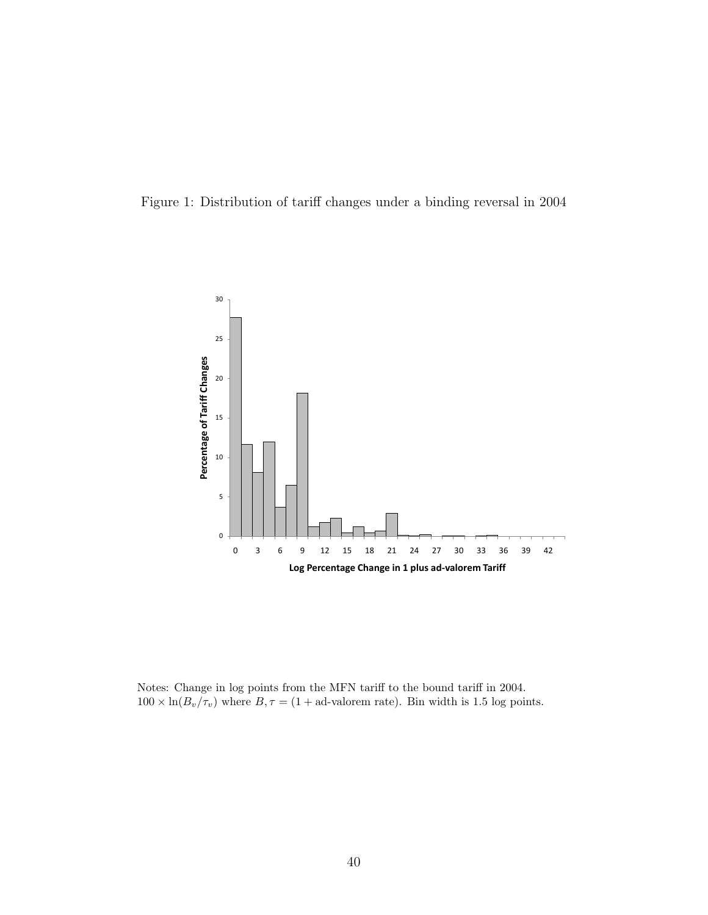Figure 1: Distribution of tariff changes under a binding reversal in 2004

Notes: Change in log points from the MFN tariff to the bound tariff in 2004. $100 \times \ln(B_v/\tau_v)$ where $B, \tau = (1 + \text{ad-valorem rate})$. Bin width is 1.5 log points.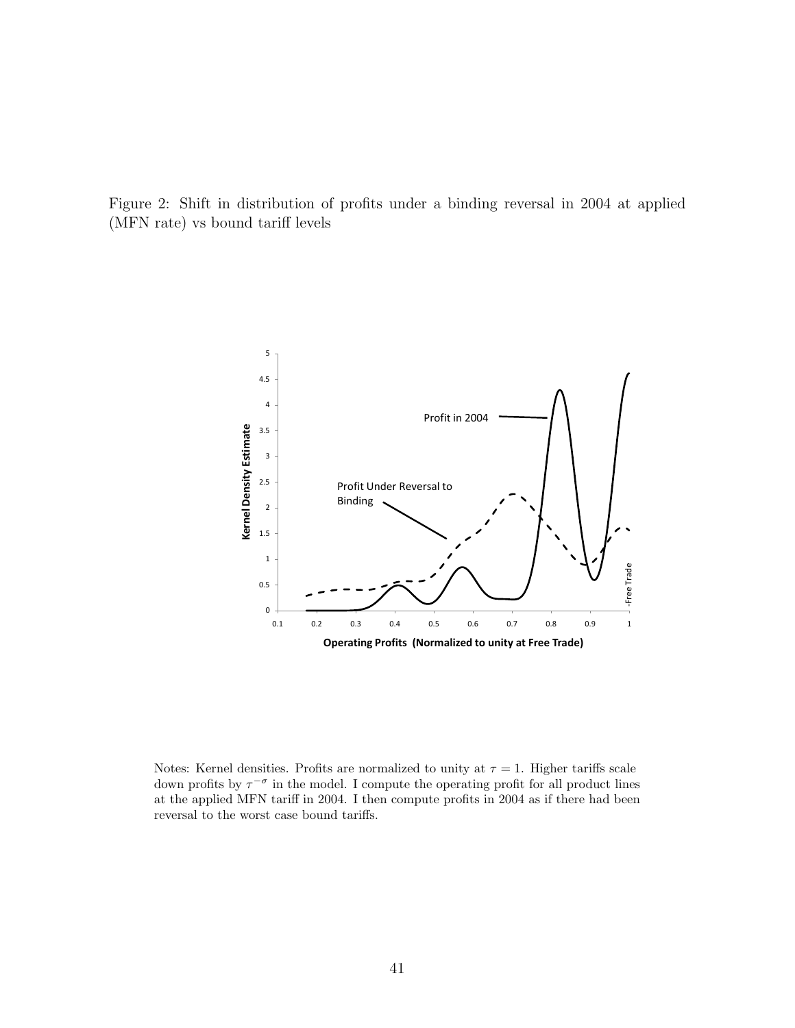Figure 2: Shift in distribution of profits under a binding reversal in 2004 at applied (MFN rate) vs bound tariff levels

Kernel Density Estimate

5
4.5
4
3.5
3
2.5
2
1.5
1
0.5
0

Profit in 2004

Profit Under Reversal to Binding

-Free Trade

0.1 0.2 0.3 0.4 0.5 0.6 0.7 0.8 0.9 1

Operating Profits (Normalized to unity at Free Trade)

Notes: Kernel densities. Profits are normalized to unity at $\tau = 1$. Higher tariffs scale down profits by $\tau^{-\sigma}$ in the model. I compute the operating profit for all product lines at the applied MFN tariff in 2004. I then compute profits in 2004 as if there had been reversal to the worst case bound tariffs.